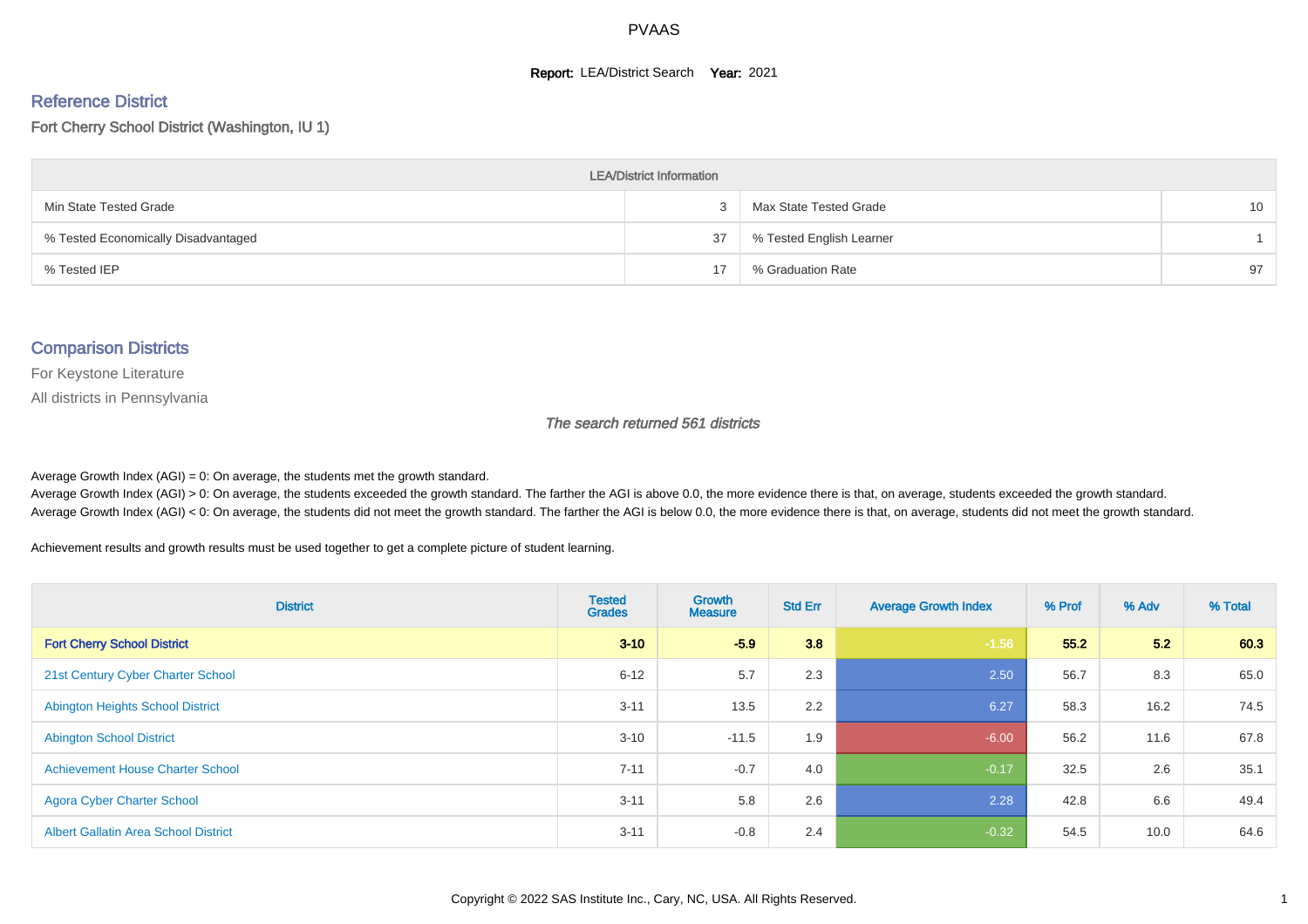PVAAS

**Report:** LEA/District Search **Year:** 2021

## Reference District

Fort Cherry School District (Washington, IU 1)

| LEA/District Information | | | |
|---|---|---|---|
| Min State Tested Grade | 3 | Max State Tested Grade | 10 |
| % Tested Economically Disadvantaged | 37 | % Tested English Learner | 1 |
| % Tested IEP | 17 | % Graduation Rate | 97 |

## Comparison Districts

For Keystone Literature

All districts in Pennsylvania

*The search returned 561 districts*

Average Growth Index (AGI) = 0: On average, the students met the growth standard.

Average Growth Index (AGI) > 0: On average, the students exceeded the growth standard. The farther the AGI is above 0.0, the more evidence there is that, on average, students exceeded the growth standard.

Average Growth Index (AGI) < 0: On average, the students did not meet the growth standard. The farther the AGI is below 0.0, the more evidence there is that, on average, students did not meet the growth standard.

Achievement results and growth results must be used together to get a complete picture of student learning.

| District | Tested Grades | Growth Measure | Std Err | Average Growth Index | % Prof | % Adv | % Total |
|---|---|---|---|---|---|---|---|
| **Fort Cherry School District** | **3-10** | **-5.9** | **3.8** | **-1.56** | **55.2** | **5.2** | **60.3** |
| 21st Century Cyber Charter School | 6-12 | 5.7 | 2.3 | 2.50 | 56.7 | 8.3 | 65.0 |
| Abington Heights School District | 3-11 | 13.5 | 2.2 | 6.27 | 58.3 | 16.2 | 74.5 |
| Abington School District | 3-10 | -11.5 | 1.9 | -6.00 | 56.2 | 11.6 | 67.8 |
| Achievement House Charter School | 7-11 | -0.7 | 4.0 | -0.17 | 32.5 | 2.6 | 35.1 |
| Agora Cyber Charter School | 3-11 | 5.8 | 2.6 | 2.28 | 42.8 | 6.6 | 49.4 |
| Albert Gallatin Area School District | 3-11 | -0.8 | 2.4 | -0.32 | 54.5 | 10.0 | 64.6 |

Copyright © 2022 SAS Institute Inc., Cary, NC, USA. All Rights Reserved.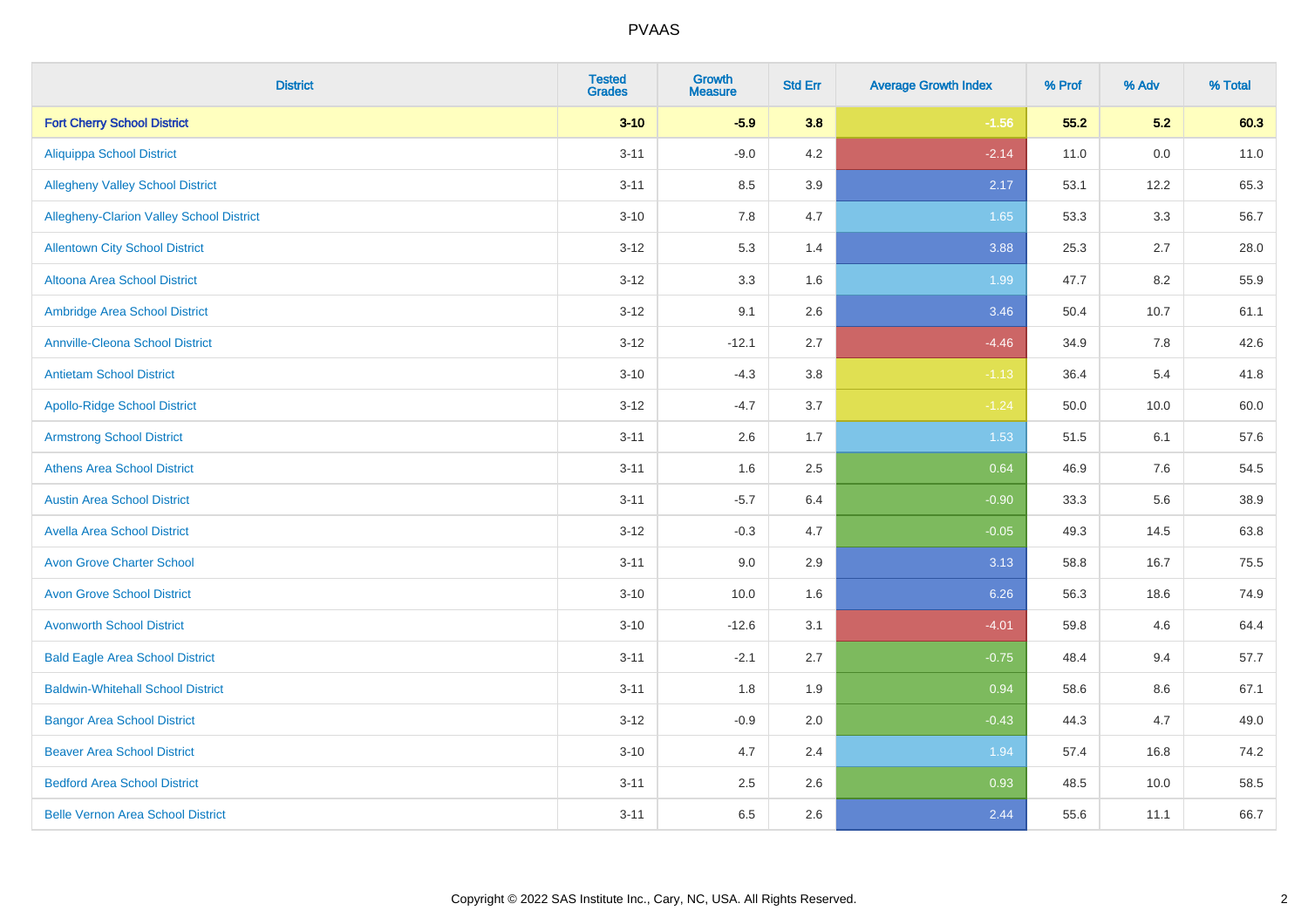| District | Tested Grades | Growth Measure | Std Err | Average Growth Index | % Prof | % Adv | % Total |
|---|---|---|---|---|---|---|---|
| **Fort Cherry School District** | **3-10** | **-5.9** | **3.8** | **-1.56** | **55.2** | **5.2** | **60.3** |
| Aliquippa School District | 3-11 | -9.0 | 4.2 | -2.14 | 11.0 | 0.0 | 11.0 |
| Allegheny Valley School District | 3-11 | 8.5 | 3.9 | 2.17 | 53.1 | 12.2 | 65.3 |
| Allegheny-Clarion Valley School District | 3-10 | 7.8 | 4.7 | 1.65 | 53.3 | 3.3 | 56.7 |
| Allentown City School District | 3-12 | 5.3 | 1.4 | 3.88 | 25.3 | 2.7 | 28.0 |
| Altoona Area School District | 3-12 | 3.3 | 1.6 | 1.99 | 47.7 | 8.2 | 55.9 |
| Ambridge Area School District | 3-12 | 9.1 | 2.6 | 3.46 | 50.4 | 10.7 | 61.1 |
| Annville-Cleona School District | 3-12 | -12.1 | 2.7 | -4.46 | 34.9 | 7.8 | 42.6 |
| Antietam School District | 3-10 | -4.3 | 3.8 | -1.13 | 36.4 | 5.4 | 41.8 |
| Apollo-Ridge School District | 3-12 | -4.7 | 3.7 | -1.24 | 50.0 | 10.0 | 60.0 |
| Armstrong School District | 3-11 | 2.6 | 1.7 | 1.53 | 51.5 | 6.1 | 57.6 |
| Athens Area School District | 3-11 | 1.6 | 2.5 | 0.64 | 46.9 | 7.6 | 54.5 |
| Austin Area School District | 3-11 | -5.7 | 6.4 | -0.90 | 33.3 | 5.6 | 38.9 |
| Avella Area School District | 3-12 | -0.3 | 4.7 | -0.05 | 49.3 | 14.5 | 63.8 |
| Avon Grove Charter School | 3-11 | 9.0 | 2.9 | 3.13 | 58.8 | 16.7 | 75.5 |
| Avon Grove School District | 3-10 | 10.0 | 1.6 | 6.26 | 56.3 | 18.6 | 74.9 |
| Avonworth School District | 3-10 | -12.6 | 3.1 | -4.01 | 59.8 | 4.6 | 64.4 |
| Bald Eagle Area School District | 3-11 | -2.1 | 2.7 | -0.75 | 48.4 | 9.4 | 57.7 |
| Baldwin-Whitehall School District | 3-11 | 1.8 | 1.9 | 0.94 | 58.6 | 8.6 | 67.1 |
| Bangor Area School District | 3-12 | -0.9 | 2.0 | -0.43 | 44.3 | 4.7 | 49.0 |
| Beaver Area School District | 3-10 | 4.7 | 2.4 | 1.94 | 57.4 | 16.8 | 74.2 |
| Bedford Area School District | 3-11 | 2.5 | 2.6 | 0.93 | 48.5 | 10.0 | 58.5 |
| Belle Vernon Area School District | 3-11 | 6.5 | 2.6 | 2.44 | 55.6 | 11.1 | 66.7 |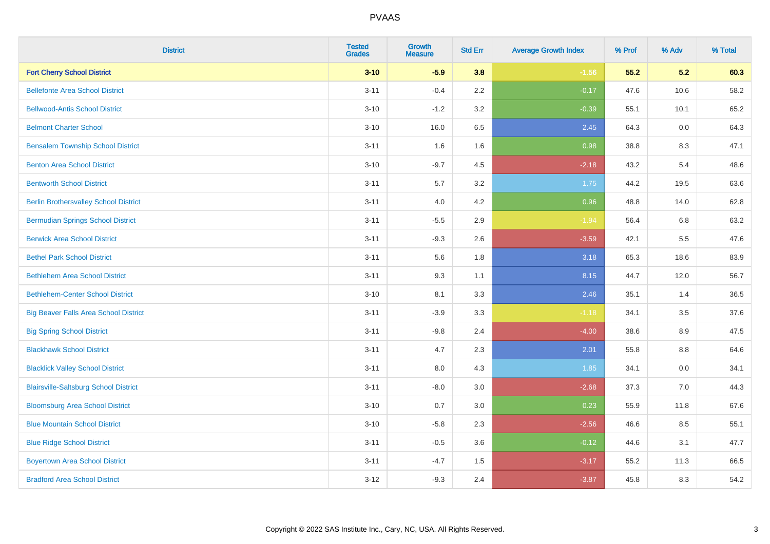PVAAS

| District | Tested Grades | Growth Measure | Std Err | Average Growth Index | % Prof | % Adv | % Total |
|---|---|---|---|---|---|---|---|
| **Fort Cherry School District** | **3-10** | **-5.9** | **3.8** | **-1.56** | **55.2** | **5.2** | **60.3** |
| Bellefonte Area School District | 3-11 | -0.4 | 2.2 | -0.17 | 47.6 | 10.6 | 58.2 |
| Bellwood-Antis School District | 3-10 | -1.2 | 3.2 | -0.39 | 55.1 | 10.1 | 65.2 |
| Belmont Charter School | 3-10 | 16.0 | 6.5 | 2.45 | 64.3 | 0.0 | 64.3 |
| Bensalem Township School District | 3-11 | 1.6 | 1.6 | 0.98 | 38.8 | 8.3 | 47.1 |
| Benton Area School District | 3-10 | -9.7 | 4.5 | -2.18 | 43.2 | 5.4 | 48.6 |
| Bentworth School District | 3-11 | 5.7 | 3.2 | 1.75 | 44.2 | 19.5 | 63.6 |
| Berlin Brothersvalley School District | 3-11 | 4.0 | 4.2 | 0.96 | 48.8 | 14.0 | 62.8 |
| Bermudian Springs School District | 3-11 | -5.5 | 2.9 | -1.94 | 56.4 | 6.8 | 63.2 |
| Berwick Area School District | 3-11 | -9.3 | 2.6 | -3.59 | 42.1 | 5.5 | 47.6 |
| Bethel Park School District | 3-11 | 5.6 | 1.8 | 3.18 | 65.3 | 18.6 | 83.9 |
| Bethlehem Area School District | 3-11 | 9.3 | 1.1 | 8.15 | 44.7 | 12.0 | 56.7 |
| Bethlehem-Center School District | 3-10 | 8.1 | 3.3 | 2.46 | 35.1 | 1.4 | 36.5 |
| Big Beaver Falls Area School District | 3-11 | -3.9 | 3.3 | -1.18 | 34.1 | 3.5 | 37.6 |
| Big Spring School District | 3-11 | -9.8 | 2.4 | -4.00 | 38.6 | 8.9 | 47.5 |
| Blackhawk School District | 3-11 | 4.7 | 2.3 | 2.01 | 55.8 | 8.8 | 64.6 |
| Blacklick Valley School District | 3-11 | 8.0 | 4.3 | 1.85 | 34.1 | 0.0 | 34.1 |
| Blairsville-Saltsburg School District | 3-11 | -8.0 | 3.0 | -2.68 | 37.3 | 7.0 | 44.3 |
| Bloomsburg Area School District | 3-10 | 0.7 | 3.0 | 0.23 | 55.9 | 11.8 | 67.6 |
| Blue Mountain School District | 3-10 | -5.8 | 2.3 | -2.56 | 46.6 | 8.5 | 55.1 |
| Blue Ridge School District | 3-11 | -0.5 | 3.6 | -0.12 | 44.6 | 3.1 | 47.7 |
| Boyertown Area School District | 3-11 | -4.7 | 1.5 | -3.17 | 55.2 | 11.3 | 66.5 |
| Bradford Area School District | 3-12 | -9.3 | 2.4 | -3.87 | 45.8 | 8.3 | 54.2 |

Copyright © 2022 SAS Institute Inc., Cary, NC, USA. All Rights Reserved.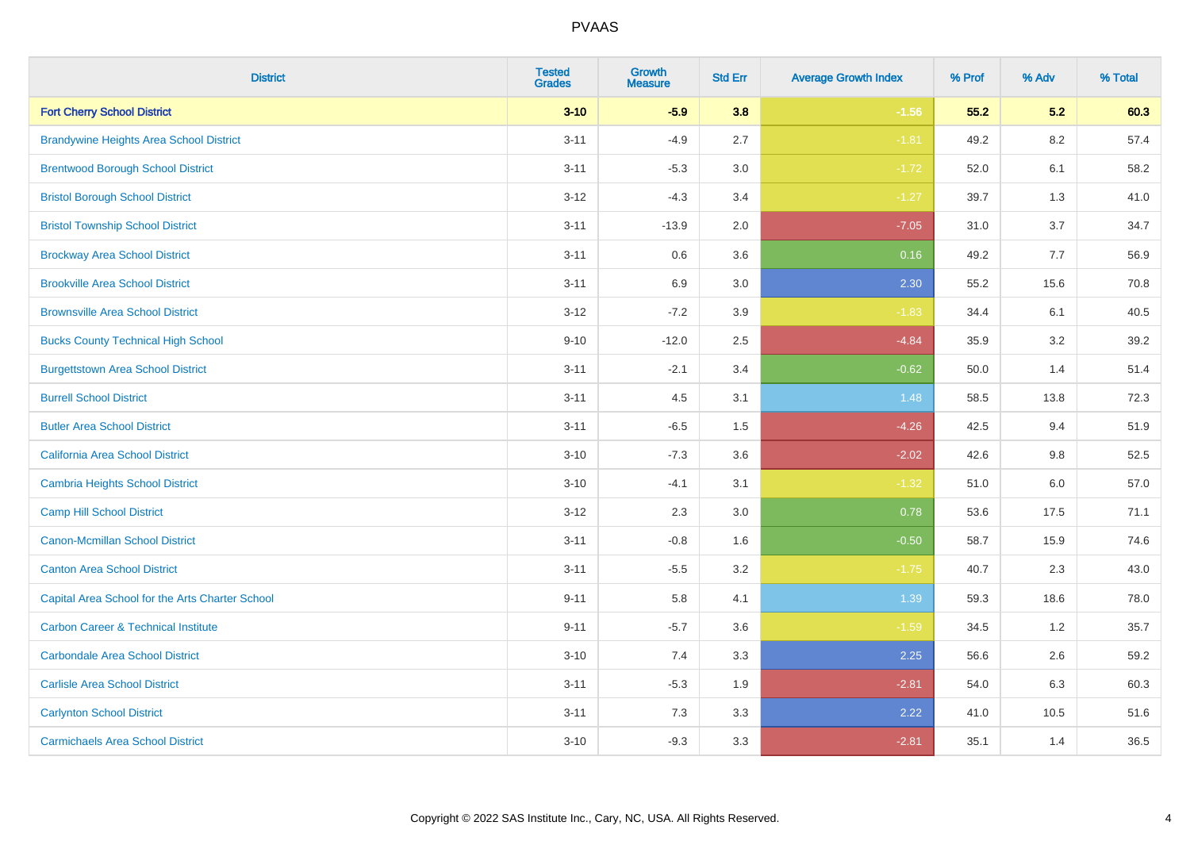| District | Tested Grades | Growth Measure | Std Err | Average Growth Index | % Prof | % Adv | % Total |
|---|---|---|---|---|---|---|---|
| **Fort Cherry School District** | **3-10** | **-5.9** | **3.8** | **-1.56** | **55.2** | **5.2** | **60.3** |
| Brandywine Heights Area School District | 3-11 | -4.9 | 2.7 | -1.81 | 49.2 | 8.2 | 57.4 |
| Brentwood Borough School District | 3-11 | -5.3 | 3.0 | -1.72 | 52.0 | 6.1 | 58.2 |
| Bristol Borough School District | 3-12 | -4.3 | 3.4 | -1.27 | 39.7 | 1.3 | 41.0 |
| Bristol Township School District | 3-11 | -13.9 | 2.0 | -7.05 | 31.0 | 3.7 | 34.7 |
| Brockway Area School District | 3-11 | 0.6 | 3.6 | 0.16 | 49.2 | 7.7 | 56.9 |
| Brookville Area School District | 3-11 | 6.9 | 3.0 | 2.30 | 55.2 | 15.6 | 70.8 |
| Brownsville Area School District | 3-12 | -7.2 | 3.9 | -1.83 | 34.4 | 6.1 | 40.5 |
| Bucks County Technical High School | 9-10 | -12.0 | 2.5 | -4.84 | 35.9 | 3.2 | 39.2 |
| Burgettstown Area School District | 3-11 | -2.1 | 3.4 | -0.62 | 50.0 | 1.4 | 51.4 |
| Burrell School District | 3-11 | 4.5 | 3.1 | 1.48 | 58.5 | 13.8 | 72.3 |
| Butler Area School District | 3-11 | -6.5 | 1.5 | -4.26 | 42.5 | 9.4 | 51.9 |
| California Area School District | 3-10 | -7.3 | 3.6 | -2.02 | 42.6 | 9.8 | 52.5 |
| Cambria Heights School District | 3-10 | -4.1 | 3.1 | -1.32 | 51.0 | 6.0 | 57.0 |
| Camp Hill School District | 3-12 | 2.3 | 3.0 | 0.78 | 53.6 | 17.5 | 71.1 |
| Canon-Mcmillan School District | 3-11 | -0.8 | 1.6 | -0.50 | 58.7 | 15.9 | 74.6 |
| Canton Area School District | 3-11 | -5.5 | 3.2 | -1.75 | 40.7 | 2.3 | 43.0 |
| Capital Area School for the Arts Charter School | 9-11 | 5.8 | 4.1 | 1.39 | 59.3 | 18.6 | 78.0 |
| Carbon Career & Technical Institute | 9-11 | -5.7 | 3.6 | -1.59 | 34.5 | 1.2 | 35.7 |
| Carbondale Area School District | 3-10 | 7.4 | 3.3 | 2.25 | 56.6 | 2.6 | 59.2 |
| Carlisle Area School District | 3-11 | -5.3 | 1.9 | -2.81 | 54.0 | 6.3 | 60.3 |
| Carlynton School District | 3-11 | 7.3 | 3.3 | 2.22 | 41.0 | 10.5 | 51.6 |
| Carmichaels Area School District | 3-10 | -9.3 | 3.3 | -2.81 | 35.1 | 1.4 | 36.5 |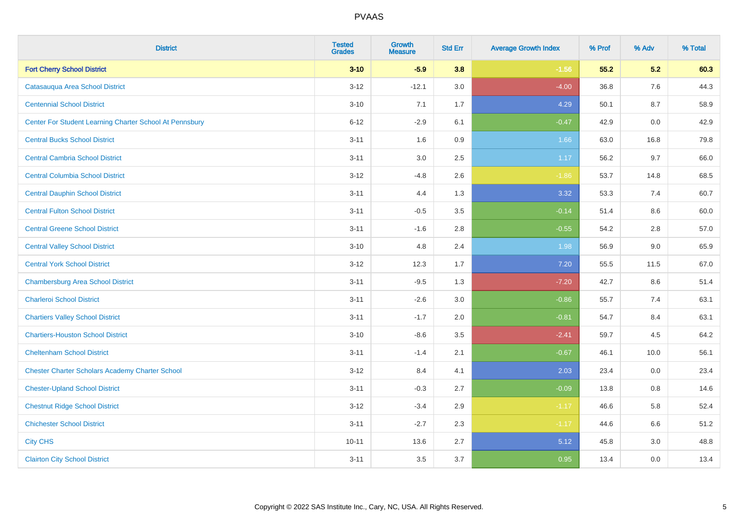| District | Tested Grades | Growth Measure | Std Err | Average Growth Index | % Prof | % Adv | % Total |
|---|---|---|---|---|---|---|---|
| **Fort Cherry School District** | **3-10** | **-5.9** | **3.8** | **-1.56** | **55.2** | **5.2** | **60.3** |
| Catasauqua Area School District | 3-12 | -12.1 | 3.0 | -4.00 | 36.8 | 7.6 | 44.3 |
| Centennial School District | 3-10 | 7.1 | 1.7 | 4.29 | 50.1 | 8.7 | 58.9 |
| Center For Student Learning Charter School At Pennsbury | 6-12 | -2.9 | 6.1 | -0.47 | 42.9 | 0.0 | 42.9 |
| Central Bucks School District | 3-11 | 1.6 | 0.9 | 1.66 | 63.0 | 16.8 | 79.8 |
| Central Cambria School District | 3-11 | 3.0 | 2.5 | 1.17 | 56.2 | 9.7 | 66.0 |
| Central Columbia School District | 3-12 | -4.8 | 2.6 | -1.86 | 53.7 | 14.8 | 68.5 |
| Central Dauphin School District | 3-11 | 4.4 | 1.3 | 3.32 | 53.3 | 7.4 | 60.7 |
| Central Fulton School District | 3-11 | -0.5 | 3.5 | -0.14 | 51.4 | 8.6 | 60.0 |
| Central Greene School District | 3-11 | -1.6 | 2.8 | -0.55 | 54.2 | 2.8 | 57.0 |
| Central Valley School District | 3-10 | 4.8 | 2.4 | 1.98 | 56.9 | 9.0 | 65.9 |
| Central York School District | 3-12 | 12.3 | 1.7 | 7.20 | 55.5 | 11.5 | 67.0 |
| Chambersburg Area School District | 3-11 | -9.5 | 1.3 | -7.20 | 42.7 | 8.6 | 51.4 |
| Charleroi School District | 3-11 | -2.6 | 3.0 | -0.86 | 55.7 | 7.4 | 63.1 |
| Chartiers Valley School District | 3-11 | -1.7 | 2.0 | -0.81 | 54.7 | 8.4 | 63.1 |
| Chartiers-Houston School District | 3-10 | -8.6 | 3.5 | -2.41 | 59.7 | 4.5 | 64.2 |
| Cheltenham School District | 3-11 | -1.4 | 2.1 | -0.67 | 46.1 | 10.0 | 56.1 |
| Chester Charter Scholars Academy Charter School | 3-12 | 8.4 | 4.1 | 2.03 | 23.4 | 0.0 | 23.4 |
| Chester-Upland School District | 3-11 | -0.3 | 2.7 | -0.09 | 13.8 | 0.8 | 14.6 |
| Chestnut Ridge School District | 3-12 | -3.4 | 2.9 | -1.17 | 46.6 | 5.8 | 52.4 |
| Chichester School District | 3-11 | -2.7 | 2.3 | -1.17 | 44.6 | 6.6 | 51.2 |
| City CHS | 10-11 | 13.6 | 2.7 | 5.12 | 45.8 | 3.0 | 48.8 |
| Clairton City School District | 3-11 | 3.5 | 3.7 | 0.95 | 13.4 | 0.0 | 13.4 |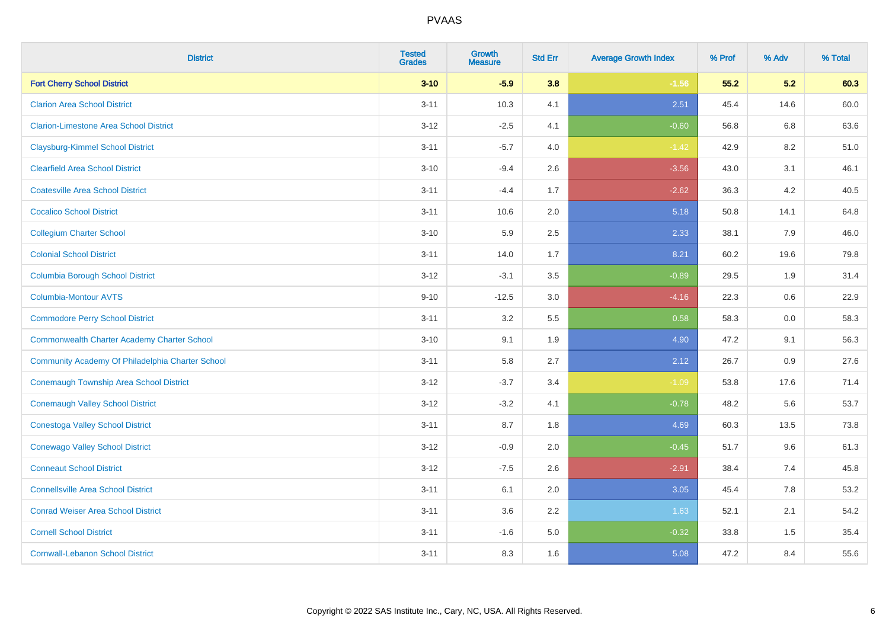PVAAS

| District | Tested Grades | Growth Measure | Std Err | Average Growth Index | % Prof | % Adv | % Total |
|---|---|---|---|---|---|---|---|
| **Fort Cherry School District** | **3-10** | **-5.9** | **3.8** | **-1.56** | **55.2** | **5.2** | **60.3** |
| Clarion Area School District | 3-11 | 10.3 | 4.1 | 2.51 | 45.4 | 14.6 | 60.0 |
| Clarion-Limestone Area School District | 3-12 | -2.5 | 4.1 | -0.60 | 56.8 | 6.8 | 63.6 |
| Claysburg-Kimmel School District | 3-11 | -5.7 | 4.0 | -1.42 | 42.9 | 8.2 | 51.0 |
| Clearfield Area School District | 3-10 | -9.4 | 2.6 | -3.56 | 43.0 | 3.1 | 46.1 |
| Coatesville Area School District | 3-11 | -4.4 | 1.7 | -2.62 | 36.3 | 4.2 | 40.5 |
| Cocalico School District | 3-11 | 10.6 | 2.0 | 5.18 | 50.8 | 14.1 | 64.8 |
| Collegium Charter School | 3-10 | 5.9 | 2.5 | 2.33 | 38.1 | 7.9 | 46.0 |
| Colonial School District | 3-11 | 14.0 | 1.7 | 8.21 | 60.2 | 19.6 | 79.8 |
| Columbia Borough School District | 3-12 | -3.1 | 3.5 | -0.89 | 29.5 | 1.9 | 31.4 |
| Columbia-Montour AVTS | 9-10 | -12.5 | 3.0 | -4.16 | 22.3 | 0.6 | 22.9 |
| Commodore Perry School District | 3-11 | 3.2 | 5.5 | 0.58 | 58.3 | 0.0 | 58.3 |
| Commonwealth Charter Academy Charter School | 3-10 | 9.1 | 1.9 | 4.90 | 47.2 | 9.1 | 56.3 |
| Community Academy Of Philadelphia Charter School | 3-11 | 5.8 | 2.7 | 2.12 | 26.7 | 0.9 | 27.6 |
| Conemaugh Township Area School District | 3-12 | -3.7 | 3.4 | -1.09 | 53.8 | 17.6 | 71.4 |
| Conemaugh Valley School District | 3-12 | -3.2 | 4.1 | -0.78 | 48.2 | 5.6 | 53.7 |
| Conestoga Valley School District | 3-11 | 8.7 | 1.8 | 4.69 | 60.3 | 13.5 | 73.8 |
| Conewago Valley School District | 3-12 | -0.9 | 2.0 | -0.45 | 51.7 | 9.6 | 61.3 |
| Conneaut School District | 3-12 | -7.5 | 2.6 | -2.91 | 38.4 | 7.4 | 45.8 |
| Connellsville Area School District | 3-11 | 6.1 | 2.0 | 3.05 | 45.4 | 7.8 | 53.2 |
| Conrad Weiser Area School District | 3-11 | 3.6 | 2.2 | 1.63 | 52.1 | 2.1 | 54.2 |
| Cornell School District | 3-11 | -1.6 | 5.0 | -0.32 | 33.8 | 1.5 | 35.4 |
| Cornwall-Lebanon School District | 3-11 | 8.3 | 1.6 | 5.08 | 47.2 | 8.4 | 55.6 |

Copyright © 2022 SAS Institute Inc., Cary, NC, USA. All Rights Reserved.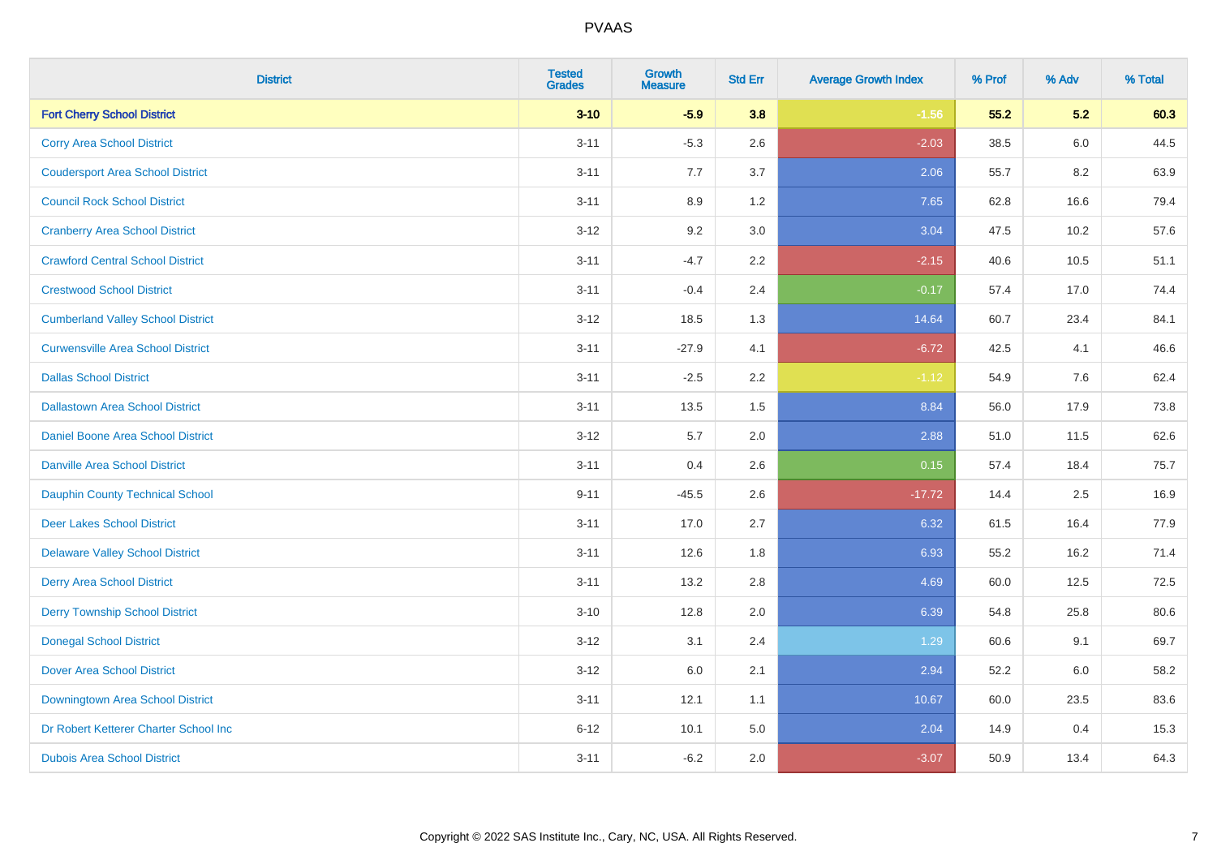| District | Tested Grades | Growth Measure | Std Err | Average Growth Index | % Prof | % Adv | % Total |
|---|---|---|---|---|---|---|---|
| **Fort Cherry School District** | **3-10** | **-5.9** | **3.8** | **-1.56** | **55.2** | **5.2** | **60.3** |
| Corry Area School District | 3-11 | -5.3 | 2.6 | -2.03 | 38.5 | 6.0 | 44.5 |
| Coudersport Area School District | 3-11 | 7.7 | 3.7 | 2.06 | 55.7 | 8.2 | 63.9 |
| Council Rock School District | 3-11 | 8.9 | 1.2 | 7.65 | 62.8 | 16.6 | 79.4 |
| Cranberry Area School District | 3-12 | 9.2 | 3.0 | 3.04 | 47.5 | 10.2 | 57.6 |
| Crawford Central School District | 3-11 | -4.7 | 2.2 | -2.15 | 40.6 | 10.5 | 51.1 |
| Crestwood School District | 3-11 | -0.4 | 2.4 | -0.17 | 57.4 | 17.0 | 74.4 |
| Cumberland Valley School District | 3-12 | 18.5 | 1.3 | 14.64 | 60.7 | 23.4 | 84.1 |
| Curwensville Area School District | 3-11 | -27.9 | 4.1 | -6.72 | 42.5 | 4.1 | 46.6 |
| Dallas School District | 3-11 | -2.5 | 2.2 | -1.12 | 54.9 | 7.6 | 62.4 |
| Dallastown Area School District | 3-11 | 13.5 | 1.5 | 8.84 | 56.0 | 17.9 | 73.8 |
| Daniel Boone Area School District | 3-12 | 5.7 | 2.0 | 2.88 | 51.0 | 11.5 | 62.6 |
| Danville Area School District | 3-11 | 0.4 | 2.6 | 0.15 | 57.4 | 18.4 | 75.7 |
| Dauphin County Technical School | 9-11 | -45.5 | 2.6 | -17.72 | 14.4 | 2.5 | 16.9 |
| Deer Lakes School District | 3-11 | 17.0 | 2.7 | 6.32 | 61.5 | 16.4 | 77.9 |
| Delaware Valley School District | 3-11 | 12.6 | 1.8 | 6.93 | 55.2 | 16.2 | 71.4 |
| Derry Area School District | 3-11 | 13.2 | 2.8 | 4.69 | 60.0 | 12.5 | 72.5 |
| Derry Township School District | 3-10 | 12.8 | 2.0 | 6.39 | 54.8 | 25.8 | 80.6 |
| Donegal School District | 3-12 | 3.1 | 2.4 | 1.29 | 60.6 | 9.1 | 69.7 |
| Dover Area School District | 3-12 | 6.0 | 2.1 | 2.94 | 52.2 | 6.0 | 58.2 |
| Downingtown Area School District | 3-11 | 12.1 | 1.1 | 10.67 | 60.0 | 23.5 | 83.6 |
| Dr Robert Ketterer Charter School Inc | 6-12 | 10.1 | 5.0 | 2.04 | 14.9 | 0.4 | 15.3 |
| Dubois Area School District | 3-11 | -6.2 | 2.0 | -3.07 | 50.9 | 13.4 | 64.3 |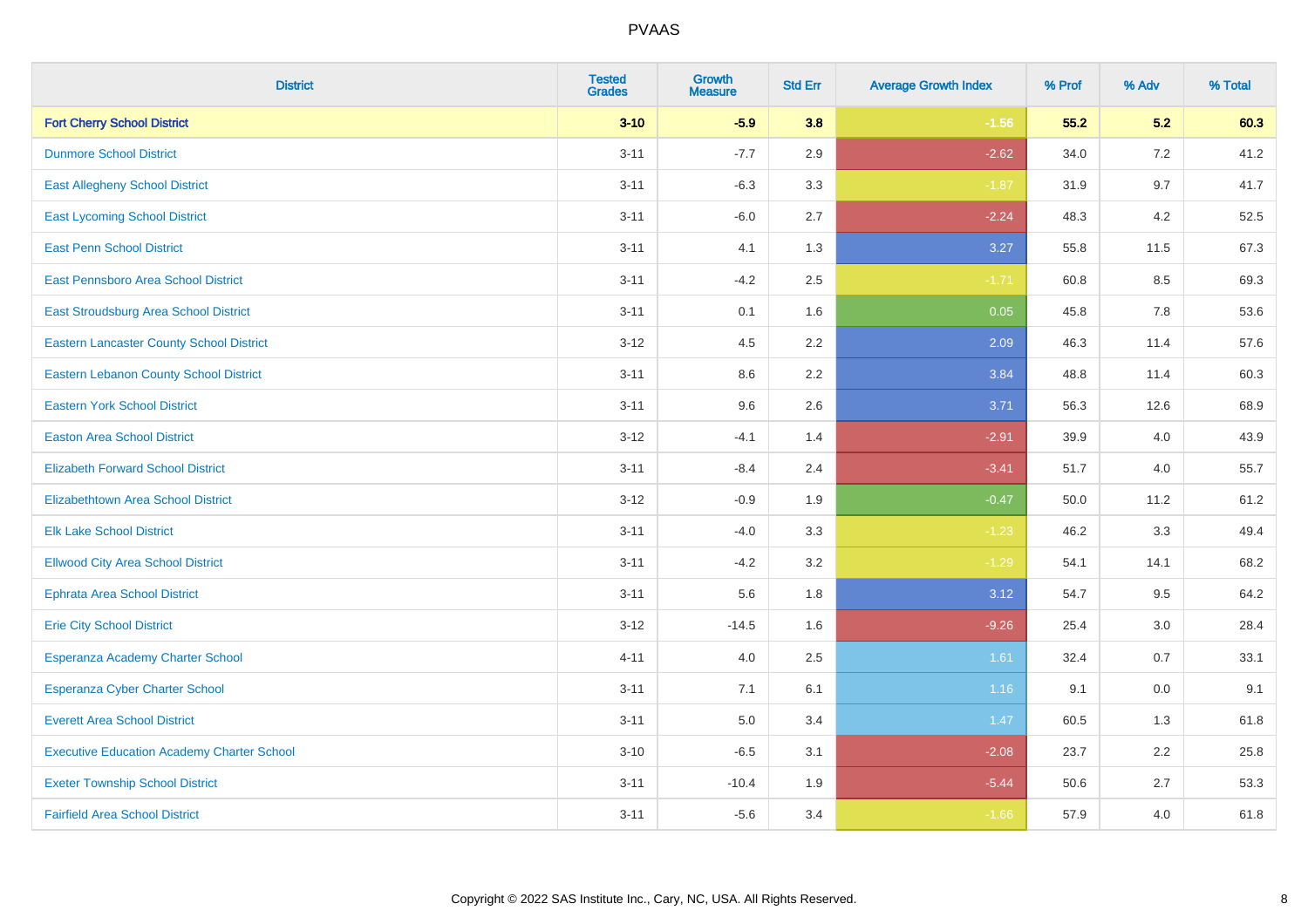| District | Tested Grades | Growth Measure | Std Err | Average Growth Index | % Prof | % Adv | % Total |
|---|---|---|---|---|---|---|---|
| **Fort Cherry School District** | **3-10** | **-5.9** | **3.8** | **-1.56** | **55.2** | **5.2** | **60.3** |
| Dunmore School District | 3-11 | -7.7 | 2.9 | -2.62 | 34.0 | 7.2 | 41.2 |
| East Allegheny School District | 3-11 | -6.3 | 3.3 | -1.87 | 31.9 | 9.7 | 41.7 |
| East Lycoming School District | 3-11 | -6.0 | 2.7 | -2.24 | 48.3 | 4.2 | 52.5 |
| East Penn School District | 3-11 | 4.1 | 1.3 | 3.27 | 55.8 | 11.5 | 67.3 |
| East Pennsboro Area School District | 3-11 | -4.2 | 2.5 | -1.71 | 60.8 | 8.5 | 69.3 |
| East Stroudsburg Area School District | 3-11 | 0.1 | 1.6 | 0.05 | 45.8 | 7.8 | 53.6 |
| Eastern Lancaster County School District | 3-12 | 4.5 | 2.2 | 2.09 | 46.3 | 11.4 | 57.6 |
| Eastern Lebanon County School District | 3-11 | 8.6 | 2.2 | 3.84 | 48.8 | 11.4 | 60.3 |
| Eastern York School District | 3-11 | 9.6 | 2.6 | 3.71 | 56.3 | 12.6 | 68.9 |
| Easton Area School District | 3-12 | -4.1 | 1.4 | -2.91 | 39.9 | 4.0 | 43.9 |
| Elizabeth Forward School District | 3-11 | -8.4 | 2.4 | -3.41 | 51.7 | 4.0 | 55.7 |
| Elizabethtown Area School District | 3-12 | -0.9 | 1.9 | -0.47 | 50.0 | 11.2 | 61.2 |
| Elk Lake School District | 3-11 | -4.0 | 3.3 | -1.23 | 46.2 | 3.3 | 49.4 |
| Ellwood City Area School District | 3-11 | -4.2 | 3.2 | -1.29 | 54.1 | 14.1 | 68.2 |
| Ephrata Area School District | 3-11 | 5.6 | 1.8 | 3.12 | 54.7 | 9.5 | 64.2 |
| Erie City School District | 3-12 | -14.5 | 1.6 | -9.26 | 25.4 | 3.0 | 28.4 |
| Esperanza Academy Charter School | 4-11 | 4.0 | 2.5 | 1.61 | 32.4 | 0.7 | 33.1 |
| Esperanza Cyber Charter School | 3-11 | 7.1 | 6.1 | 1.16 | 9.1 | 0.0 | 9.1 |
| Everett Area School District | 3-11 | 5.0 | 3.4 | 1.47 | 60.5 | 1.3 | 61.8 |
| Executive Education Academy Charter School | 3-10 | -6.5 | 3.1 | -2.08 | 23.7 | 2.2 | 25.8 |
| Exeter Township School District | 3-11 | -10.4 | 1.9 | -5.44 | 50.6 | 2.7 | 53.3 |
| Fairfield Area School District | 3-11 | -5.6 | 3.4 | -1.66 | 57.9 | 4.0 | 61.8 |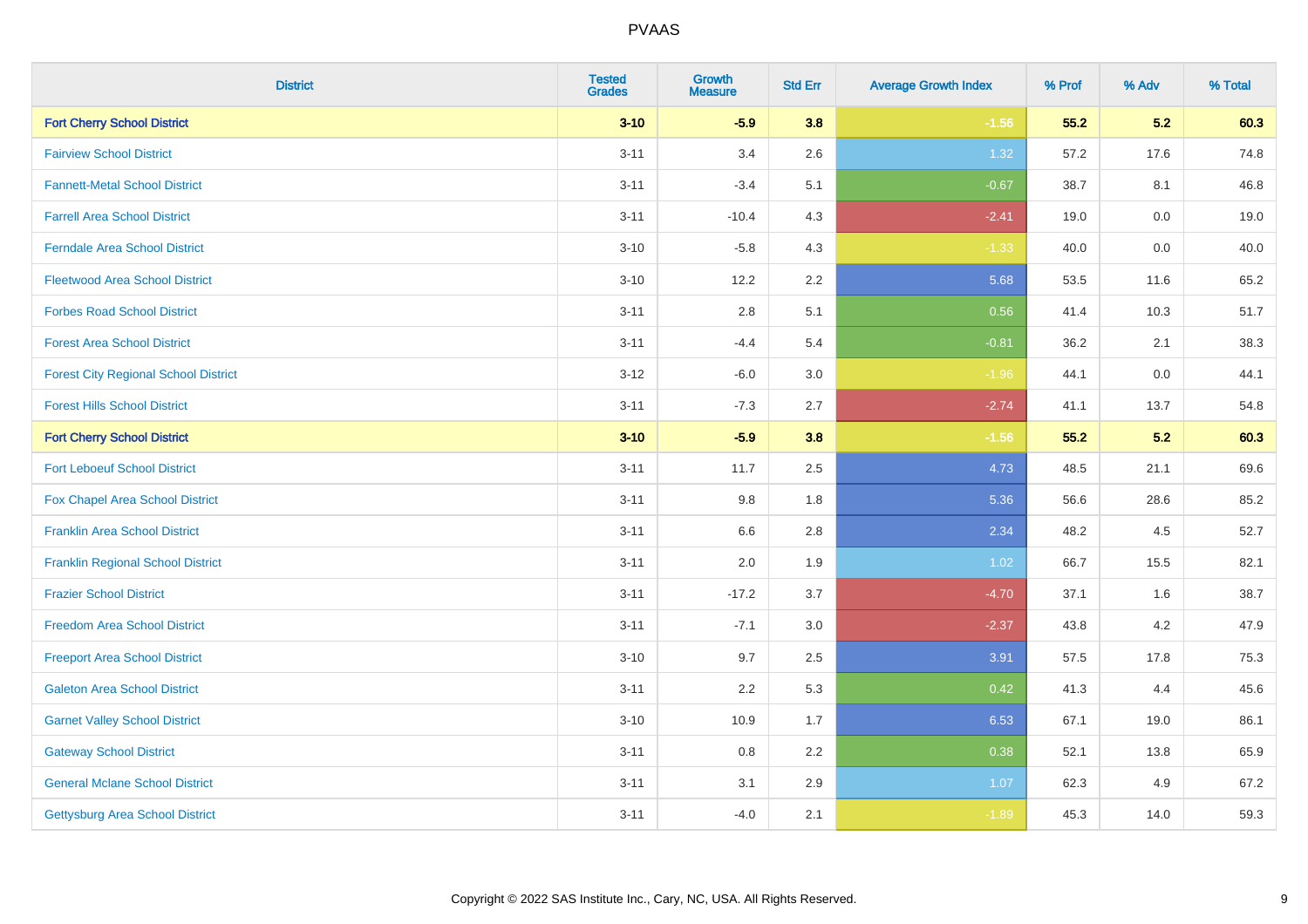| District | Tested Grades | Growth Measure | Std Err | Average Growth Index | % Prof | % Adv | % Total |
|---|---|---|---|---|---|---|---|
| **Fort Cherry School District** | **3-10** | **-5.9** | **3.8** | **-1.56** | **55.2** | **5.2** | **60.3** |
| Fairview School District | 3-11 | 3.4 | 2.6 | 1.32 | 57.2 | 17.6 | 74.8 |
| Fannett-Metal School District | 3-11 | -3.4 | 5.1 | -0.67 | 38.7 | 8.1 | 46.8 |
| Farrell Area School District | 3-11 | -10.4 | 4.3 | -2.41 | 19.0 | 0.0 | 19.0 |
| Ferndale Area School District | 3-10 | -5.8 | 4.3 | -1.33 | 40.0 | 0.0 | 40.0 |
| Fleetwood Area School District | 3-10 | 12.2 | 2.2 | 5.68 | 53.5 | 11.6 | 65.2 |
| Forbes Road School District | 3-11 | 2.8 | 5.1 | 0.56 | 41.4 | 10.3 | 51.7 |
| Forest Area School District | 3-11 | -4.4 | 5.4 | -0.81 | 36.2 | 2.1 | 38.3 |
| Forest City Regional School District | 3-12 | -6.0 | 3.0 | -1.96 | 44.1 | 0.0 | 44.1 |
| Forest Hills School District | 3-11 | -7.3 | 2.7 | -2.74 | 41.1 | 13.7 | 54.8 |
| **Fort Cherry School District** | **3-10** | **-5.9** | **3.8** | **-1.56** | **55.2** | **5.2** | **60.3** |
| Fort Leboeuf School District | 3-11 | 11.7 | 2.5 | 4.73 | 48.5 | 21.1 | 69.6 |
| Fox Chapel Area School District | 3-11 | 9.8 | 1.8 | 5.36 | 56.6 | 28.6 | 85.2 |
| Franklin Area School District | 3-11 | 6.6 | 2.8 | 2.34 | 48.2 | 4.5 | 52.7 |
| Franklin Regional School District | 3-11 | 2.0 | 1.9 | 1.02 | 66.7 | 15.5 | 82.1 |
| Frazier School District | 3-11 | -17.2 | 3.7 | -4.70 | 37.1 | 1.6 | 38.7 |
| Freedom Area School District | 3-11 | -7.1 | 3.0 | -2.37 | 43.8 | 4.2 | 47.9 |
| Freeport Area School District | 3-10 | 9.7 | 2.5 | 3.91 | 57.5 | 17.8 | 75.3 |
| Galeton Area School District | 3-11 | 2.2 | 5.3 | 0.42 | 41.3 | 4.4 | 45.6 |
| Garnet Valley School District | 3-10 | 10.9 | 1.7 | 6.53 | 67.1 | 19.0 | 86.1 |
| Gateway School District | 3-11 | 0.8 | 2.2 | 0.38 | 52.1 | 13.8 | 65.9 |
| General Mclane School District | 3-11 | 3.1 | 2.9 | 1.07 | 62.3 | 4.9 | 67.2 |
| Gettysburg Area School District | 3-11 | -4.0 | 2.1 | -1.89 | 45.3 | 14.0 | 59.3 |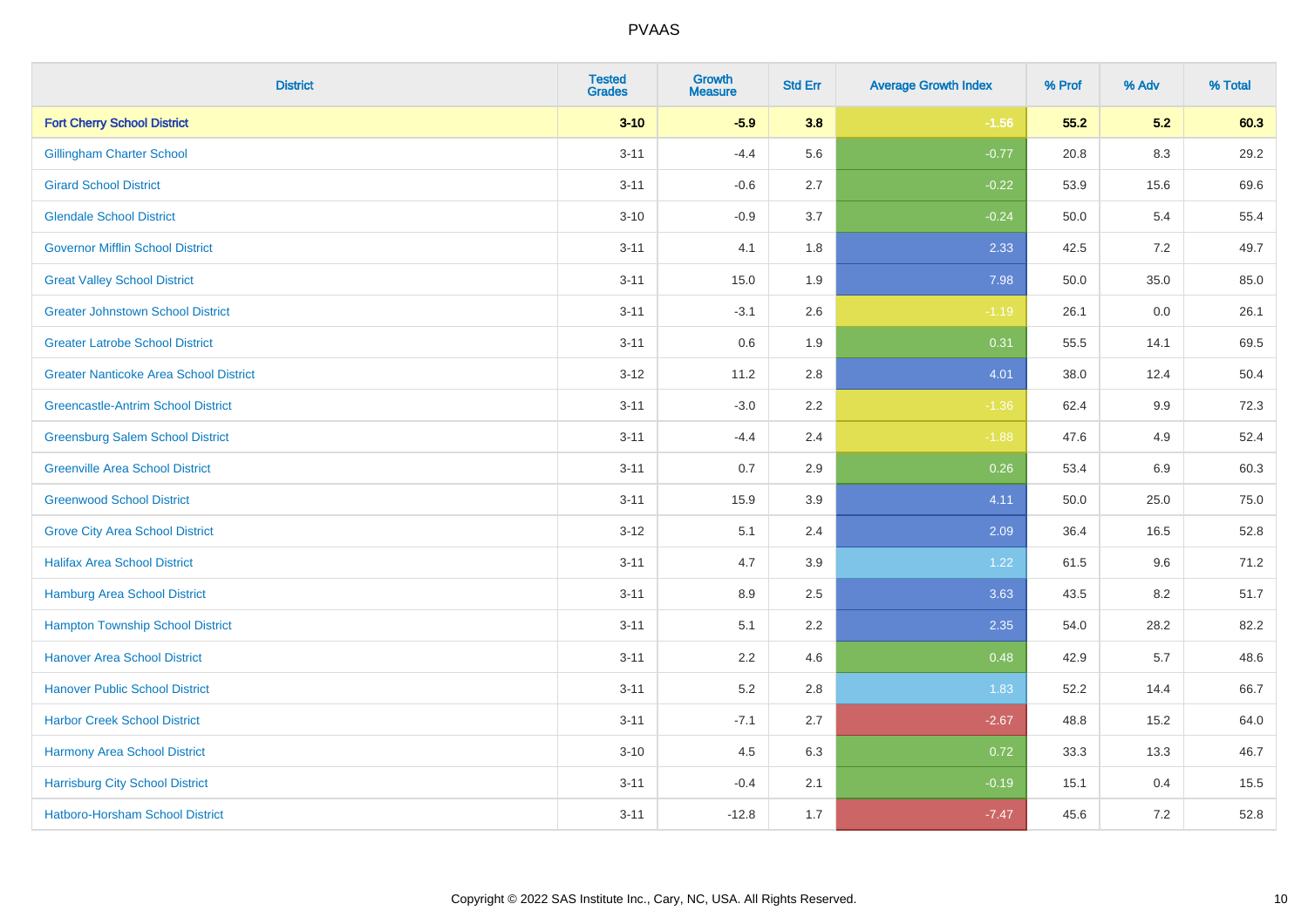# PVAAS

| District | Tested Grades | Growth Measure | Std Err | Average Growth Index | % Prof | % Adv | % Total |
|---|---|---|---|---|---|---|---|
| **Fort Cherry School District** | **3-10** | **-5.9** | **3.8** | **-1.56** | **55.2** | **5.2** | **60.3** |
| Gillingham Charter School | 3-11 | -4.4 | 5.6 | -0.77 | 20.8 | 8.3 | 29.2 |
| Girard School District | 3-11 | -0.6 | 2.7 | -0.22 | 53.9 | 15.6 | 69.6 |
| Glendale School District | 3-10 | -0.9 | 3.7 | -0.24 | 50.0 | 5.4 | 55.4 |
| Governor Mifflin School District | 3-11 | 4.1 | 1.8 | 2.33 | 42.5 | 7.2 | 49.7 |
| Great Valley School District | 3-11 | 15.0 | 1.9 | 7.98 | 50.0 | 35.0 | 85.0 |
| Greater Johnstown School District | 3-11 | -3.1 | 2.6 | -1.19 | 26.1 | 0.0 | 26.1 |
| Greater Latrobe School District | 3-11 | 0.6 | 1.9 | 0.31 | 55.5 | 14.1 | 69.5 |
| Greater Nanticoke Area School District | 3-12 | 11.2 | 2.8 | 4.01 | 38.0 | 12.4 | 50.4 |
| Greencastle-Antrim School District | 3-11 | -3.0 | 2.2 | -1.36 | 62.4 | 9.9 | 72.3 |
| Greensburg Salem School District | 3-11 | -4.4 | 2.4 | -1.88 | 47.6 | 4.9 | 52.4 |
| Greenville Area School District | 3-11 | 0.7 | 2.9 | 0.26 | 53.4 | 6.9 | 60.3 |
| Greenwood School District | 3-11 | 15.9 | 3.9 | 4.11 | 50.0 | 25.0 | 75.0 |
| Grove City Area School District | 3-12 | 5.1 | 2.4 | 2.09 | 36.4 | 16.5 | 52.8 |
| Halifax Area School District | 3-11 | 4.7 | 3.9 | 1.22 | 61.5 | 9.6 | 71.2 |
| Hamburg Area School District | 3-11 | 8.9 | 2.5 | 3.63 | 43.5 | 8.2 | 51.7 |
| Hampton Township School District | 3-11 | 5.1 | 2.2 | 2.35 | 54.0 | 28.2 | 82.2 |
| Hanover Area School District | 3-11 | 2.2 | 4.6 | 0.48 | 42.9 | 5.7 | 48.6 |
| Hanover Public School District | 3-11 | 5.2 | 2.8 | 1.83 | 52.2 | 14.4 | 66.7 |
| Harbor Creek School District | 3-11 | -7.1 | 2.7 | -2.67 | 48.8 | 15.2 | 64.0 |
| Harmony Area School District | 3-10 | 4.5 | 6.3 | 0.72 | 33.3 | 13.3 | 46.7 |
| Harrisburg City School District | 3-11 | -0.4 | 2.1 | -0.19 | 15.1 | 0.4 | 15.5 |
| Hatboro-Horsham School District | 3-11 | -12.8 | 1.7 | -7.47 | 45.6 | 7.2 | 52.8 |

Copyright © 2022 SAS Institute Inc., Cary, NC, USA. All Rights Reserved.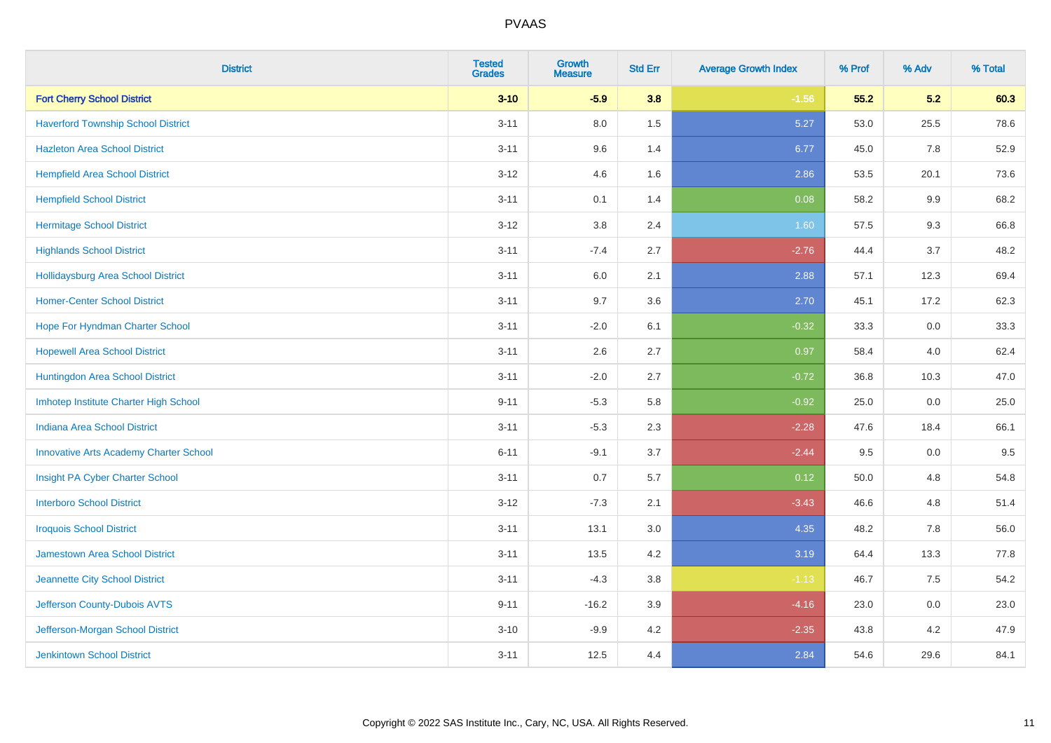PVAAS

| District | Tested Grades | Growth Measure | Std Err | Average Growth Index | % Prof | % Adv | % Total |
|---|---|---|---|---|---|---|---|
| **Fort Cherry School District** | **3-10** | **-5.9** | **3.8** | **-1.56** | **55.2** | **5.2** | **60.3** |
| Haverford Township School District | 3-11 | 8.0 | 1.5 | 5.27 | 53.0 | 25.5 | 78.6 |
| Hazleton Area School District | 3-11 | 9.6 | 1.4 | 6.77 | 45.0 | 7.8 | 52.9 |
| Hempfield Area School District | 3-12 | 4.6 | 1.6 | 2.86 | 53.5 | 20.1 | 73.6 |
| Hempfield School District | 3-11 | 0.1 | 1.4 | 0.08 | 58.2 | 9.9 | 68.2 |
| Hermitage School District | 3-12 | 3.8 | 2.4 | 1.60 | 57.5 | 9.3 | 66.8 |
| Highlands School District | 3-11 | -7.4 | 2.7 | -2.76 | 44.4 | 3.7 | 48.2 |
| Hollidaysburg Area School District | 3-11 | 6.0 | 2.1 | 2.88 | 57.1 | 12.3 | 69.4 |
| Homer-Center School District | 3-11 | 9.7 | 3.6 | 2.70 | 45.1 | 17.2 | 62.3 |
| Hope For Hyndman Charter School | 3-11 | -2.0 | 6.1 | -0.32 | 33.3 | 0.0 | 33.3 |
| Hopewell Area School District | 3-11 | 2.6 | 2.7 | 0.97 | 58.4 | 4.0 | 62.4 |
| Huntingdon Area School District | 3-11 | -2.0 | 2.7 | -0.72 | 36.8 | 10.3 | 47.0 |
| Imhotep Institute Charter High School | 9-11 | -5.3 | 5.8 | -0.92 | 25.0 | 0.0 | 25.0 |
| Indiana Area School District | 3-11 | -5.3 | 2.3 | -2.28 | 47.6 | 18.4 | 66.1 |
| Innovative Arts Academy Charter School | 6-11 | -9.1 | 3.7 | -2.44 | 9.5 | 0.0 | 9.5 |
| Insight PA Cyber Charter School | 3-11 | 0.7 | 5.7 | 0.12 | 50.0 | 4.8 | 54.8 |
| Interboro School District | 3-12 | -7.3 | 2.1 | -3.43 | 46.6 | 4.8 | 51.4 |
| Iroquois School District | 3-11 | 13.1 | 3.0 | 4.35 | 48.2 | 7.8 | 56.0 |
| Jamestown Area School District | 3-11 | 13.5 | 4.2 | 3.19 | 64.4 | 13.3 | 77.8 |
| Jeannette City School District | 3-11 | -4.3 | 3.8 | -1.13 | 46.7 | 7.5 | 54.2 |
| Jefferson County-Dubois AVTS | 9-11 | -16.2 | 3.9 | -4.16 | 23.0 | 0.0 | 23.0 |
| Jefferson-Morgan School District | 3-10 | -9.9 | 4.2 | -2.35 | 43.8 | 4.2 | 47.9 |
| Jenkintown School District | 3-11 | 12.5 | 4.4 | 2.84 | 54.6 | 29.6 | 84.1 |

Copyright © 2022 SAS Institute Inc., Cary, NC, USA. All Rights Reserved.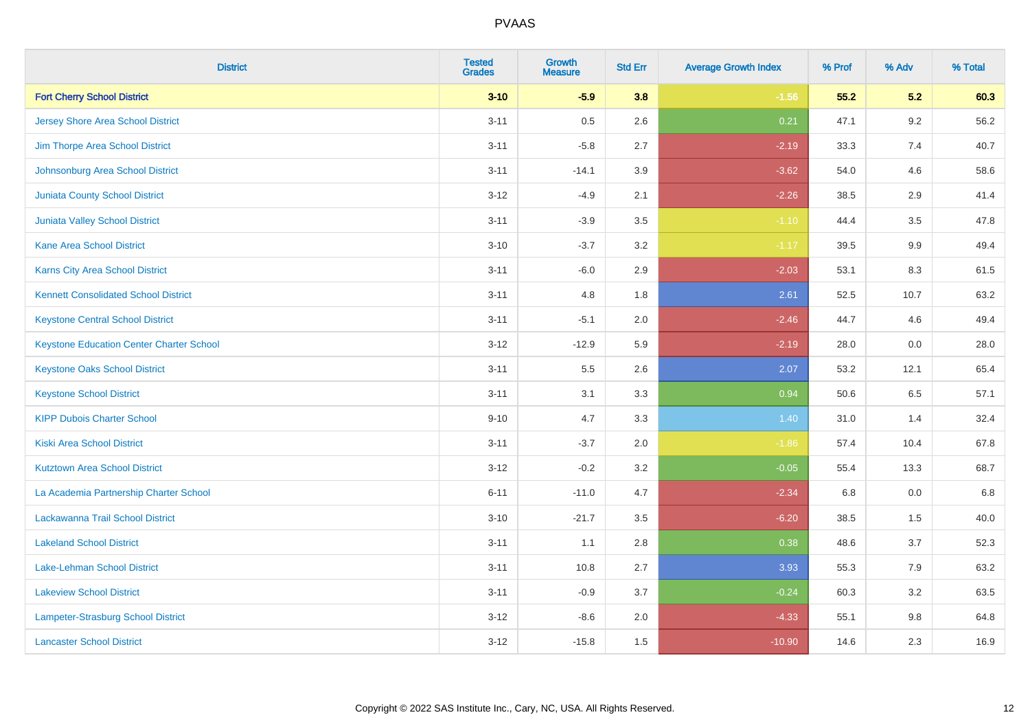| District | Tested Grades | Growth Measure | Std Err | Average Growth Index | % Prof | % Adv | % Total |
|---|---|---|---|---|---|---|---|
| **Fort Cherry School District** | **3-10** | **-5.9** | **3.8** | **-1.56** | **55.2** | **5.2** | **60.3** |
| Jersey Shore Area School District | 3-11 | 0.5 | 2.6 | 0.21 | 47.1 | 9.2 | 56.2 |
| Jim Thorpe Area School District | 3-11 | -5.8 | 2.7 | -2.19 | 33.3 | 7.4 | 40.7 |
| Johnsonburg Area School District | 3-11 | -14.1 | 3.9 | -3.62 | 54.0 | 4.6 | 58.6 |
| Juniata County School District | 3-12 | -4.9 | 2.1 | -2.26 | 38.5 | 2.9 | 41.4 |
| Juniata Valley School District | 3-11 | -3.9 | 3.5 | -1.10 | 44.4 | 3.5 | 47.8 |
| Kane Area School District | 3-10 | -3.7 | 3.2 | -1.17 | 39.5 | 9.9 | 49.4 |
| Karns City Area School District | 3-11 | -6.0 | 2.9 | -2.03 | 53.1 | 8.3 | 61.5 |
| Kennett Consolidated School District | 3-11 | 4.8 | 1.8 | 2.61 | 52.5 | 10.7 | 63.2 |
| Keystone Central School District | 3-11 | -5.1 | 2.0 | -2.46 | 44.7 | 4.6 | 49.4 |
| Keystone Education Center Charter School | 3-12 | -12.9 | 5.9 | -2.19 | 28.0 | 0.0 | 28.0 |
| Keystone Oaks School District | 3-11 | 5.5 | 2.6 | 2.07 | 53.2 | 12.1 | 65.4 |
| Keystone School District | 3-11 | 3.1 | 3.3 | 0.94 | 50.6 | 6.5 | 57.1 |
| KIPP Dubois Charter School | 9-10 | 4.7 | 3.3 | 1.40 | 31.0 | 1.4 | 32.4 |
| Kiski Area School District | 3-11 | -3.7 | 2.0 | -1.86 | 57.4 | 10.4 | 67.8 |
| Kutztown Area School District | 3-12 | -0.2 | 3.2 | -0.05 | 55.4 | 13.3 | 68.7 |
| La Academia Partnership Charter School | 6-11 | -11.0 | 4.7 | -2.34 | 6.8 | 0.0 | 6.8 |
| Lackawanna Trail School District | 3-10 | -21.7 | 3.5 | -6.20 | 38.5 | 1.5 | 40.0 |
| Lakeland School District | 3-11 | 1.1 | 2.8 | 0.38 | 48.6 | 3.7 | 52.3 |
| Lake-Lehman School District | 3-11 | 10.8 | 2.7 | 3.93 | 55.3 | 7.9 | 63.2 |
| Lakeview School District | 3-11 | -0.9 | 3.7 | -0.24 | 60.3 | 3.2 | 63.5 |
| Lampeter-Strasburg School District | 3-12 | -8.6 | 2.0 | -4.33 | 55.1 | 9.8 | 64.8 |
| Lancaster School District | 3-12 | -15.8 | 1.5 | -10.90 | 14.6 | 2.3 | 16.9 |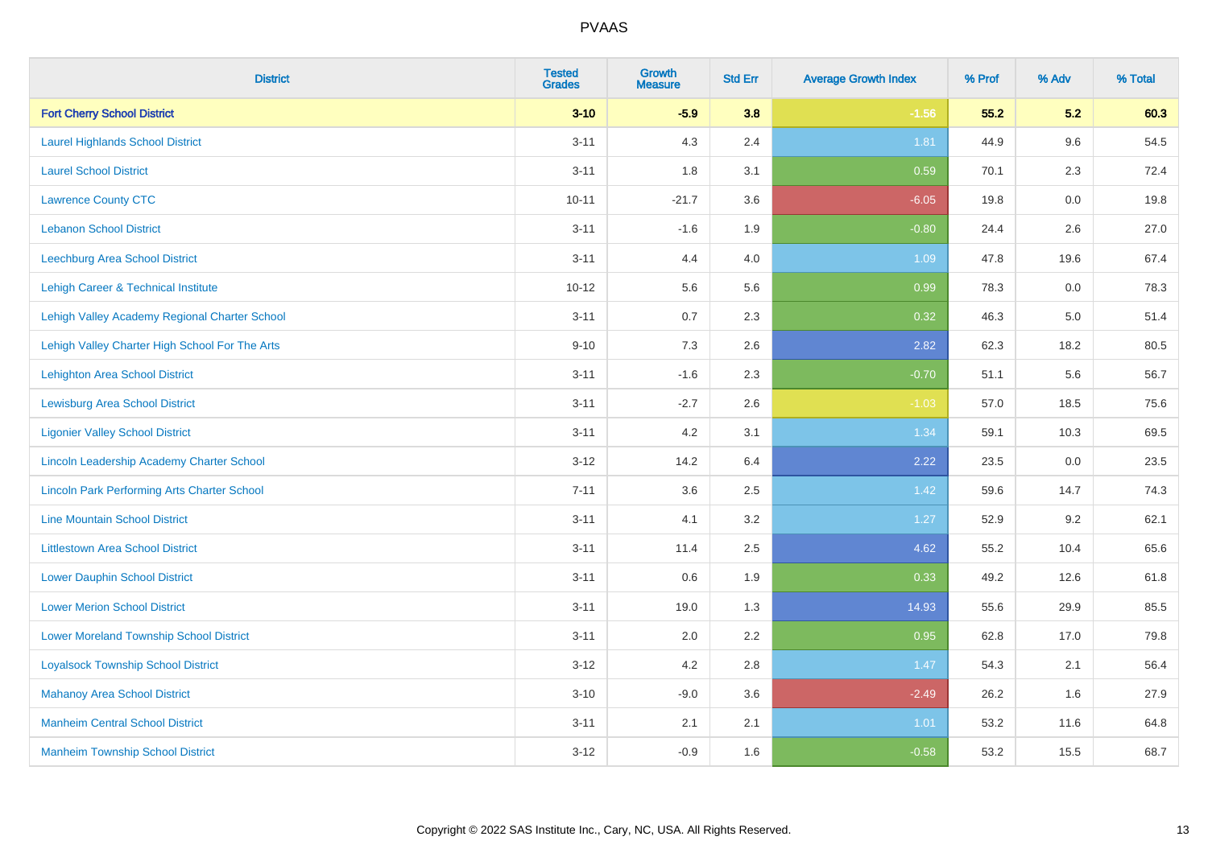| District | Tested Grades | Growth Measure | Std Err | Average Growth Index | % Prof | % Adv | % Total |
|---|---|---|---|---|---|---|---|
| **Fort Cherry School District** | **3-10** | **-5.9** | **3.8** | **-1.56** | **55.2** | **5.2** | **60.3** |
| Laurel Highlands School District | 3-11 | 4.3 | 2.4 | 1.81 | 44.9 | 9.6 | 54.5 |
| Laurel School District | 3-11 | 1.8 | 3.1 | 0.59 | 70.1 | 2.3 | 72.4 |
| Lawrence County CTC | 10-11 | -21.7 | 3.6 | -6.05 | 19.8 | 0.0 | 19.8 |
| Lebanon School District | 3-11 | -1.6 | 1.9 | -0.80 | 24.4 | 2.6 | 27.0 |
| Leechburg Area School District | 3-11 | 4.4 | 4.0 | 1.09 | 47.8 | 19.6 | 67.4 |
| Lehigh Career & Technical Institute | 10-12 | 5.6 | 5.6 | 0.99 | 78.3 | 0.0 | 78.3 |
| Lehigh Valley Academy Regional Charter School | 3-11 | 0.7 | 2.3 | 0.32 | 46.3 | 5.0 | 51.4 |
| Lehigh Valley Charter High School For The Arts | 9-10 | 7.3 | 2.6 | 2.82 | 62.3 | 18.2 | 80.5 |
| Lehighton Area School District | 3-11 | -1.6 | 2.3 | -0.70 | 51.1 | 5.6 | 56.7 |
| Lewisburg Area School District | 3-11 | -2.7 | 2.6 | -1.03 | 57.0 | 18.5 | 75.6 |
| Ligonier Valley School District | 3-11 | 4.2 | 3.1 | 1.34 | 59.1 | 10.3 | 69.5 |
| Lincoln Leadership Academy Charter School | 3-12 | 14.2 | 6.4 | 2.22 | 23.5 | 0.0 | 23.5 |
| Lincoln Park Performing Arts Charter School | 7-11 | 3.6 | 2.5 | 1.42 | 59.6 | 14.7 | 74.3 |
| Line Mountain School District | 3-11 | 4.1 | 3.2 | 1.27 | 52.9 | 9.2 | 62.1 |
| Littlestown Area School District | 3-11 | 11.4 | 2.5 | 4.62 | 55.2 | 10.4 | 65.6 |
| Lower Dauphin School District | 3-11 | 0.6 | 1.9 | 0.33 | 49.2 | 12.6 | 61.8 |
| Lower Merion School District | 3-11 | 19.0 | 1.3 | 14.93 | 55.6 | 29.9 | 85.5 |
| Lower Moreland Township School District | 3-11 | 2.0 | 2.2 | 0.95 | 62.8 | 17.0 | 79.8 |
| Loyalsock Township School District | 3-12 | 4.2 | 2.8 | 1.47 | 54.3 | 2.1 | 56.4 |
| Mahanoy Area School District | 3-10 | -9.0 | 3.6 | -2.49 | 26.2 | 1.6 | 27.9 |
| Manheim Central School District | 3-11 | 2.1 | 2.1 | 1.01 | 53.2 | 11.6 | 64.8 |
| Manheim Township School District | 3-12 | -0.9 | 1.6 | -0.58 | 53.2 | 15.5 | 68.7 |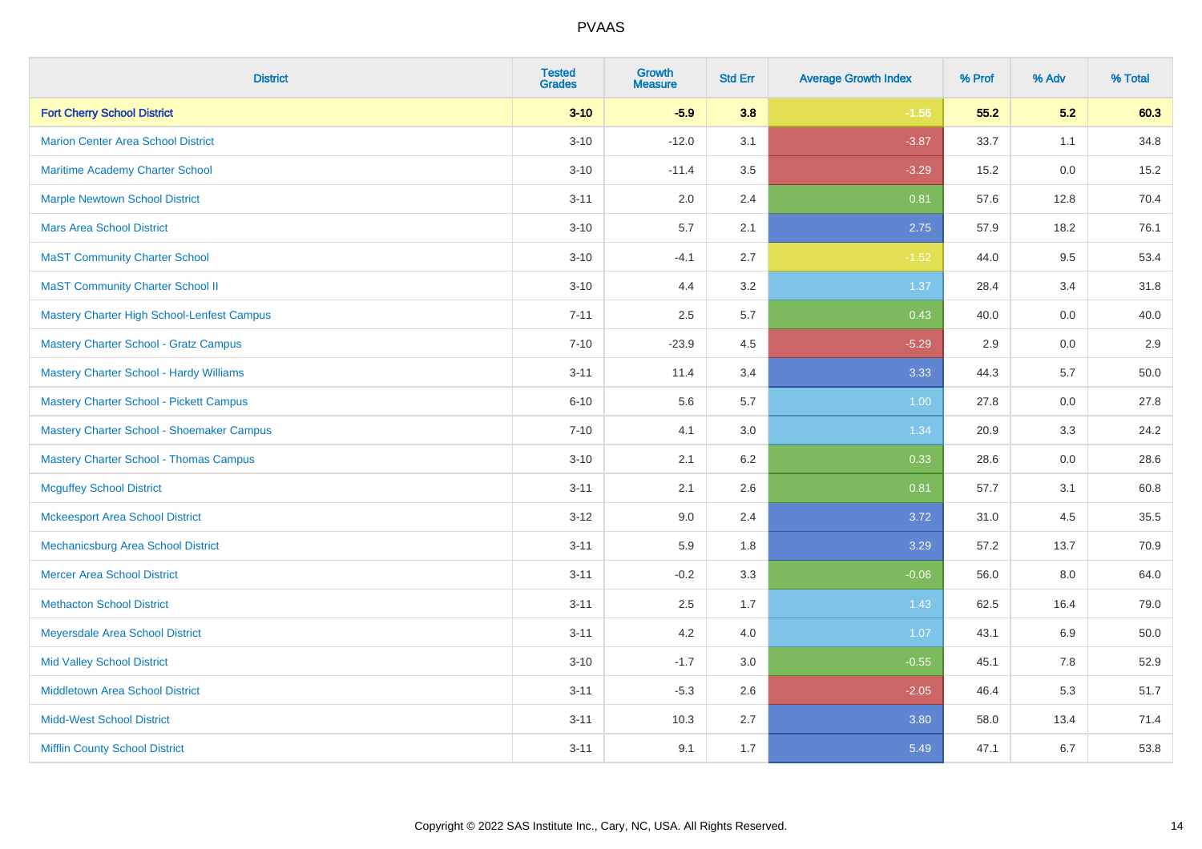| District | Tested Grades | Growth Measure | Std Err | Average Growth Index | % Prof | % Adv | % Total |
|---|---|---|---|---|---|---|---|
| **Fort Cherry School District** | **3-10** | **-5.9** | **3.8** | **-1.56** | **55.2** | **5.2** | **60.3** |
| Marion Center Area School District | 3-10 | -12.0 | 3.1 | -3.87 | 33.7 | 1.1 | 34.8 |
| Maritime Academy Charter School | 3-10 | -11.4 | 3.5 | -3.29 | 15.2 | 0.0 | 15.2 |
| Marple Newtown School District | 3-11 | 2.0 | 2.4 | 0.81 | 57.6 | 12.8 | 70.4 |
| Mars Area School District | 3-10 | 5.7 | 2.1 | 2.75 | 57.9 | 18.2 | 76.1 |
| MaST Community Charter School | 3-10 | -4.1 | 2.7 | -1.52 | 44.0 | 9.5 | 53.4 |
| MaST Community Charter School II | 3-10 | 4.4 | 3.2 | 1.37 | 28.4 | 3.4 | 31.8 |
| Mastery Charter High School-Lenfest Campus | 7-11 | 2.5 | 5.7 | 0.43 | 40.0 | 0.0 | 40.0 |
| Mastery Charter School - Gratz Campus | 7-10 | -23.9 | 4.5 | -5.29 | 2.9 | 0.0 | 2.9 |
| Mastery Charter School - Hardy Williams | 3-11 | 11.4 | 3.4 | 3.33 | 44.3 | 5.7 | 50.0 |
| Mastery Charter School - Pickett Campus | 6-10 | 5.6 | 5.7 | 1.00 | 27.8 | 0.0 | 27.8 |
| Mastery Charter School - Shoemaker Campus | 7-10 | 4.1 | 3.0 | 1.34 | 20.9 | 3.3 | 24.2 |
| Mastery Charter School - Thomas Campus | 3-10 | 2.1 | 6.2 | 0.33 | 28.6 | 0.0 | 28.6 |
| Mcguffey School District | 3-11 | 2.1 | 2.6 | 0.81 | 57.7 | 3.1 | 60.8 |
| Mckeesport Area School District | 3-12 | 9.0 | 2.4 | 3.72 | 31.0 | 4.5 | 35.5 |
| Mechanicsburg Area School District | 3-11 | 5.9 | 1.8 | 3.29 | 57.2 | 13.7 | 70.9 |
| Mercer Area School District | 3-11 | -0.2 | 3.3 | -0.06 | 56.0 | 8.0 | 64.0 |
| Methacton School District | 3-11 | 2.5 | 1.7 | 1.43 | 62.5 | 16.4 | 79.0 |
| Meyersdale Area School District | 3-11 | 4.2 | 4.0 | 1.07 | 43.1 | 6.9 | 50.0 |
| Mid Valley School District | 3-10 | -1.7 | 3.0 | -0.55 | 45.1 | 7.8 | 52.9 |
| Middletown Area School District | 3-11 | -5.3 | 2.6 | -2.05 | 46.4 | 5.3 | 51.7 |
| Midd-West School District | 3-11 | 10.3 | 2.7 | 3.80 | 58.0 | 13.4 | 71.4 |
| Mifflin County School District | 3-11 | 9.1 | 1.7 | 5.49 | 47.1 | 6.7 | 53.8 |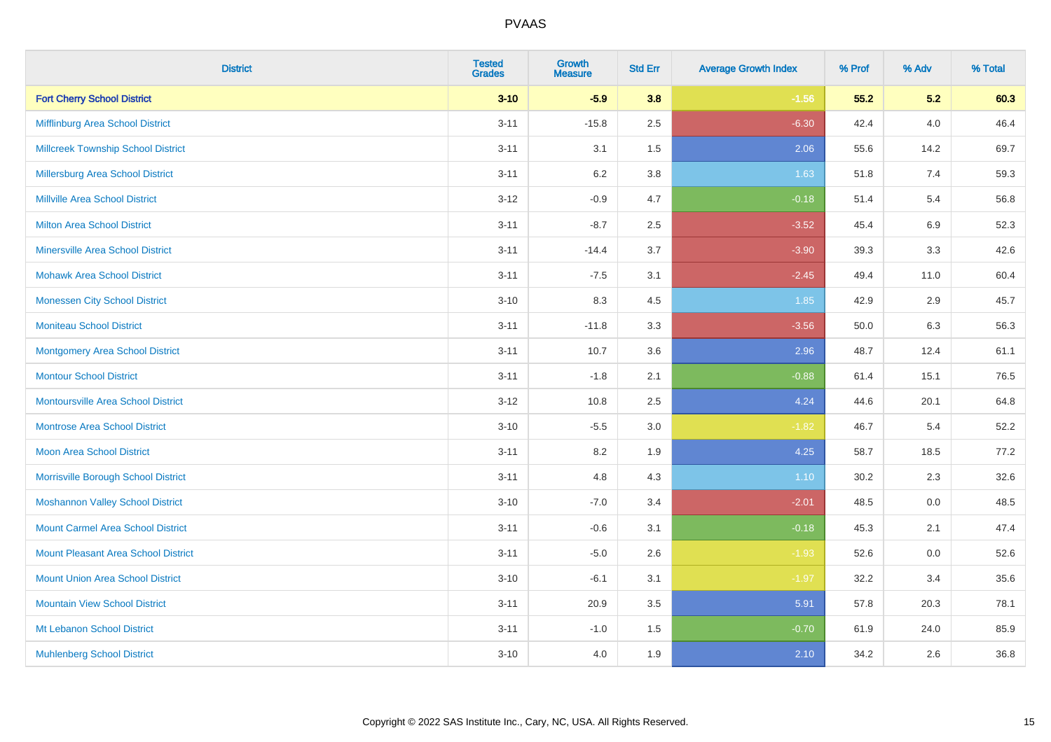# PVAAS

| District | Tested Grades | Growth Measure | Std Err | Average Growth Index | % Prof | % Adv | % Total |
|---|---|---|---|---|---|---|---|
| **Fort Cherry School District** | **3-10** | **-5.9** | **3.8** | **-1.56** | **55.2** | **5.2** | **60.3** |
| Mifflinburg Area School District | 3-11 | -15.8 | 2.5 | -6.30 | 42.4 | 4.0 | 46.4 |
| Millcreek Township School District | 3-11 | 3.1 | 1.5 | 2.06 | 55.6 | 14.2 | 69.7 |
| Millersburg Area School District | 3-11 | 6.2 | 3.8 | 1.63 | 51.8 | 7.4 | 59.3 |
| Millville Area School District | 3-12 | -0.9 | 4.7 | -0.18 | 51.4 | 5.4 | 56.8 |
| Milton Area School District | 3-11 | -8.7 | 2.5 | -3.52 | 45.4 | 6.9 | 52.3 |
| Minersville Area School District | 3-11 | -14.4 | 3.7 | -3.90 | 39.3 | 3.3 | 42.6 |
| Mohawk Area School District | 3-11 | -7.5 | 3.1 | -2.45 | 49.4 | 11.0 | 60.4 |
| Monessen City School District | 3-10 | 8.3 | 4.5 | 1.85 | 42.9 | 2.9 | 45.7 |
| Moniteau School District | 3-11 | -11.8 | 3.3 | -3.56 | 50.0 | 6.3 | 56.3 |
| Montgomery Area School District | 3-11 | 10.7 | 3.6 | 2.96 | 48.7 | 12.4 | 61.1 |
| Montour School District | 3-11 | -1.8 | 2.1 | -0.88 | 61.4 | 15.1 | 76.5 |
| Montoursville Area School District | 3-12 | 10.8 | 2.5 | 4.24 | 44.6 | 20.1 | 64.8 |
| Montrose Area School District | 3-10 | -5.5 | 3.0 | -1.82 | 46.7 | 5.4 | 52.2 |
| Moon Area School District | 3-11 | 8.2 | 1.9 | 4.25 | 58.7 | 18.5 | 77.2 |
| Morrisville Borough School District | 3-11 | 4.8 | 4.3 | 1.10 | 30.2 | 2.3 | 32.6 |
| Moshannon Valley School District | 3-10 | -7.0 | 3.4 | -2.01 | 48.5 | 0.0 | 48.5 |
| Mount Carmel Area School District | 3-11 | -0.6 | 3.1 | -0.18 | 45.3 | 2.1 | 47.4 |
| Mount Pleasant Area School District | 3-11 | -5.0 | 2.6 | -1.93 | 52.6 | 0.0 | 52.6 |
| Mount Union Area School District | 3-10 | -6.1 | 3.1 | -1.97 | 32.2 | 3.4 | 35.6 |
| Mountain View School District | 3-11 | 20.9 | 3.5 | 5.91 | 57.8 | 20.3 | 78.1 |
| Mt Lebanon School District | 3-11 | -1.0 | 1.5 | -0.70 | 61.9 | 24.0 | 85.9 |
| Muhlenberg School District | 3-10 | 4.0 | 1.9 | 2.10 | 34.2 | 2.6 | 36.8 |

Copyright © 2022 SAS Institute Inc., Cary, NC, USA. All Rights Reserved.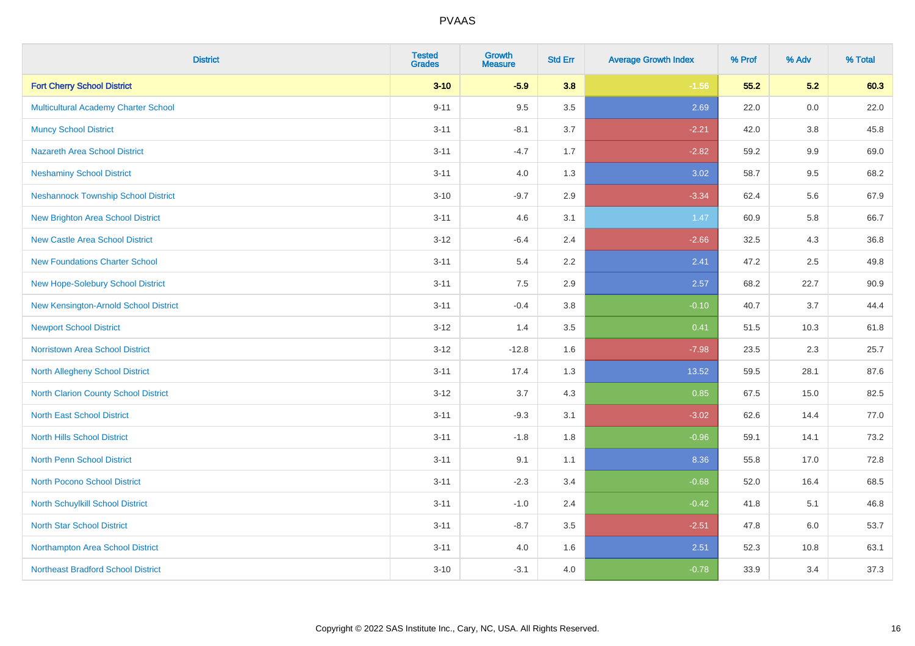# PVAAS

| District | Tested Grades | Growth Measure | Std Err | Average Growth Index | % Prof | % Adv | % Total |
|---|---|---|---|---|---|---|---|
| **Fort Cherry School District** | **3-10** | **-5.9** | **3.8** | **-1.56** | **55.2** | **5.2** | **60.3** |
| Multicultural Academy Charter School | 9-11 | 9.5 | 3.5 | 2.69 | 22.0 | 0.0 | 22.0 |
| Muncy School District | 3-11 | -8.1 | 3.7 | -2.21 | 42.0 | 3.8 | 45.8 |
| Nazareth Area School District | 3-11 | -4.7 | 1.7 | -2.82 | 59.2 | 9.9 | 69.0 |
| Neshaminy School District | 3-11 | 4.0 | 1.3 | 3.02 | 58.7 | 9.5 | 68.2 |
| Neshannock Township School District | 3-10 | -9.7 | 2.9 | -3.34 | 62.4 | 5.6 | 67.9 |
| New Brighton Area School District | 3-11 | 4.6 | 3.1 | 1.47 | 60.9 | 5.8 | 66.7 |
| New Castle Area School District | 3-12 | -6.4 | 2.4 | -2.66 | 32.5 | 4.3 | 36.8 |
| New Foundations Charter School | 3-11 | 5.4 | 2.2 | 2.41 | 47.2 | 2.5 | 49.8 |
| New Hope-Solebury School District | 3-11 | 7.5 | 2.9 | 2.57 | 68.2 | 22.7 | 90.9 |
| New Kensington-Arnold School District | 3-11 | -0.4 | 3.8 | -0.10 | 40.7 | 3.7 | 44.4 |
| Newport School District | 3-12 | 1.4 | 3.5 | 0.41 | 51.5 | 10.3 | 61.8 |
| Norristown Area School District | 3-12 | -12.8 | 1.6 | -7.98 | 23.5 | 2.3 | 25.7 |
| North Allegheny School District | 3-11 | 17.4 | 1.3 | 13.52 | 59.5 | 28.1 | 87.6 |
| North Clarion County School District | 3-12 | 3.7 | 4.3 | 0.85 | 67.5 | 15.0 | 82.5 |
| North East School District | 3-11 | -9.3 | 3.1 | -3.02 | 62.6 | 14.4 | 77.0 |
| North Hills School District | 3-11 | -1.8 | 1.8 | -0.96 | 59.1 | 14.1 | 73.2 |
| North Penn School District | 3-11 | 9.1 | 1.1 | 8.36 | 55.8 | 17.0 | 72.8 |
| North Pocono School District | 3-11 | -2.3 | 3.4 | -0.68 | 52.0 | 16.4 | 68.5 |
| North Schuylkill School District | 3-11 | -1.0 | 2.4 | -0.42 | 41.8 | 5.1 | 46.8 |
| North Star School District | 3-11 | -8.7 | 3.5 | -2.51 | 47.8 | 6.0 | 53.7 |
| Northampton Area School District | 3-11 | 4.0 | 1.6 | 2.51 | 52.3 | 10.8 | 63.1 |
| Northeast Bradford School District | 3-10 | -3.1 | 4.0 | -0.78 | 33.9 | 3.4 | 37.3 |

Copyright © 2022 SAS Institute Inc., Cary, NC, USA. All Rights Reserved.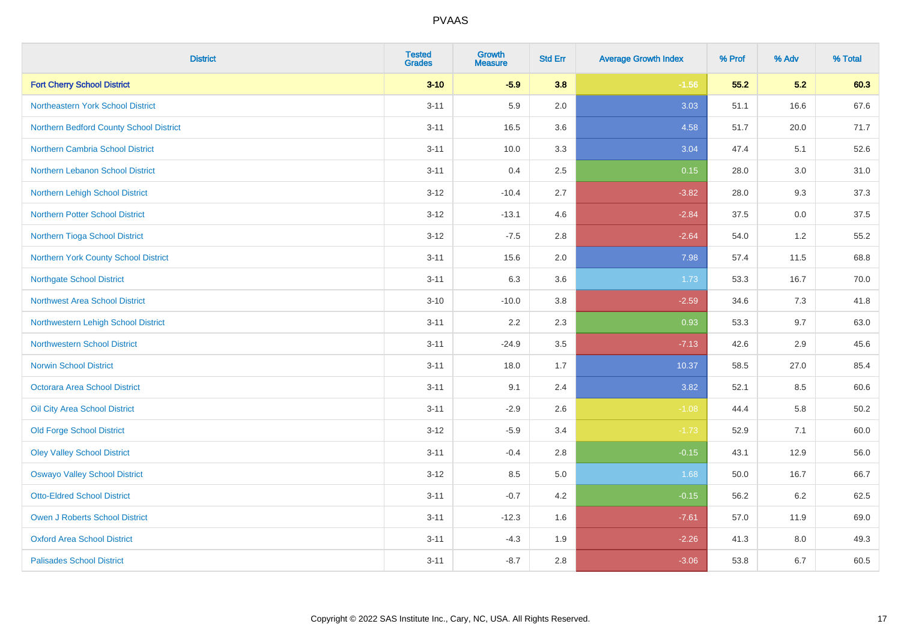| District | Tested Grades | Growth Measure | Std Err | Average Growth Index | % Prof | % Adv | % Total |
|---|---|---|---|---|---|---|---|
| **Fort Cherry School District** | **3-10** | **-5.9** | **3.8** | **-1.56** | **55.2** | **5.2** | **60.3** |
| Northeastern York School District | 3-11 | 5.9 | 2.0 | 3.03 | 51.1 | 16.6 | 67.6 |
| Northern Bedford County School District | 3-11 | 16.5 | 3.6 | 4.58 | 51.7 | 20.0 | 71.7 |
| Northern Cambria School District | 3-11 | 10.0 | 3.3 | 3.04 | 47.4 | 5.1 | 52.6 |
| Northern Lebanon School District | 3-11 | 0.4 | 2.5 | 0.15 | 28.0 | 3.0 | 31.0 |
| Northern Lehigh School District | 3-12 | -10.4 | 2.7 | -3.82 | 28.0 | 9.3 | 37.3 |
| Northern Potter School District | 3-12 | -13.1 | 4.6 | -2.84 | 37.5 | 0.0 | 37.5 |
| Northern Tioga School District | 3-12 | -7.5 | 2.8 | -2.64 | 54.0 | 1.2 | 55.2 |
| Northern York County School District | 3-11 | 15.6 | 2.0 | 7.98 | 57.4 | 11.5 | 68.8 |
| Northgate School District | 3-11 | 6.3 | 3.6 | 1.73 | 53.3 | 16.7 | 70.0 |
| Northwest Area School District | 3-10 | -10.0 | 3.8 | -2.59 | 34.6 | 7.3 | 41.8 |
| Northwestern Lehigh School District | 3-11 | 2.2 | 2.3 | 0.93 | 53.3 | 9.7 | 63.0 |
| Northwestern School District | 3-11 | -24.9 | 3.5 | -7.13 | 42.6 | 2.9 | 45.6 |
| Norwin School District | 3-11 | 18.0 | 1.7 | 10.37 | 58.5 | 27.0 | 85.4 |
| Octorara Area School District | 3-11 | 9.1 | 2.4 | 3.82 | 52.1 | 8.5 | 60.6 |
| Oil City Area School District | 3-11 | -2.9 | 2.6 | -1.08 | 44.4 | 5.8 | 50.2 |
| Old Forge School District | 3-12 | -5.9 | 3.4 | -1.73 | 52.9 | 7.1 | 60.0 |
| Oley Valley School District | 3-11 | -0.4 | 2.8 | -0.15 | 43.1 | 12.9 | 56.0 |
| Oswayo Valley School District | 3-12 | 8.5 | 5.0 | 1.68 | 50.0 | 16.7 | 66.7 |
| Otto-Eldred School District | 3-11 | -0.7 | 4.2 | -0.15 | 56.2 | 6.2 | 62.5 |
| Owen J Roberts School District | 3-11 | -12.3 | 1.6 | -7.61 | 57.0 | 11.9 | 69.0 |
| Oxford Area School District | 3-11 | -4.3 | 1.9 | -2.26 | 41.3 | 8.0 | 49.3 |
| Palisades School District | 3-11 | -8.7 | 2.8 | -3.06 | 53.8 | 6.7 | 60.5 |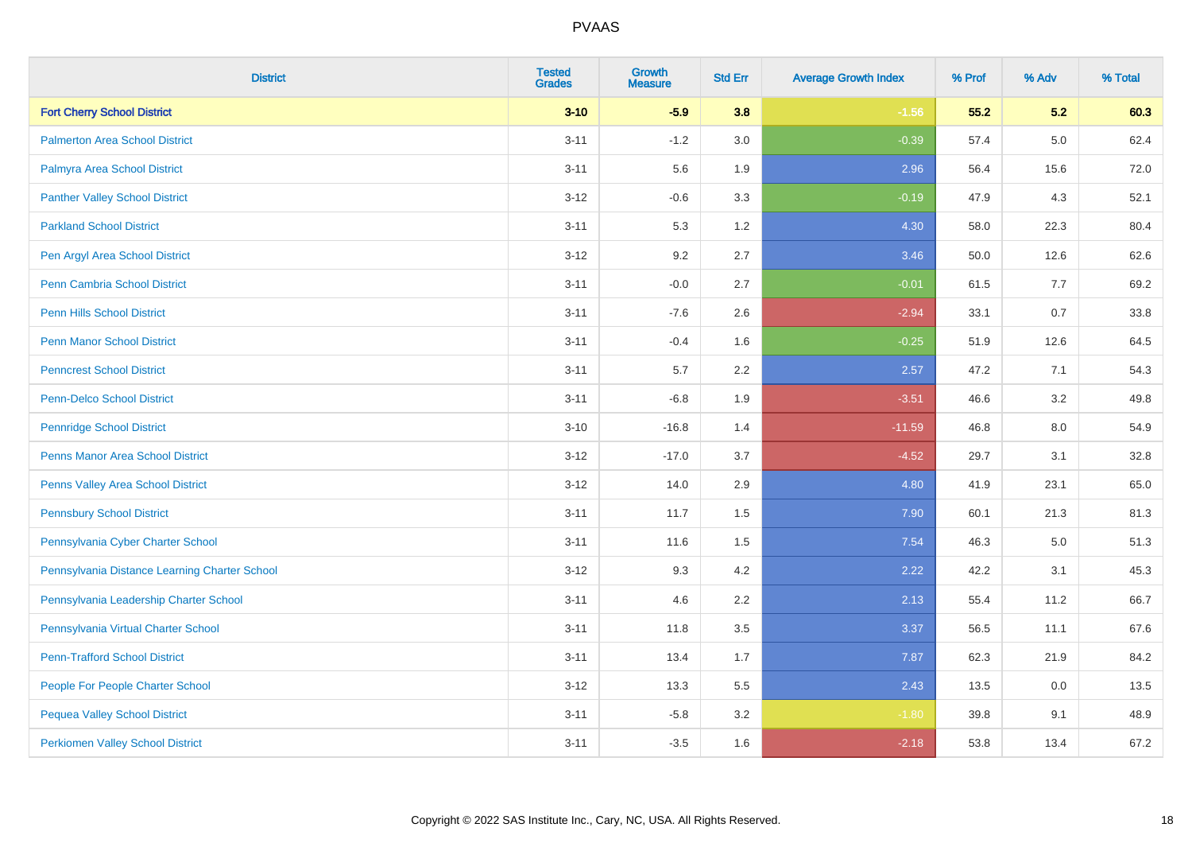# PVAAS

| District | Tested Grades | Growth Measure | Std Err | Average Growth Index | % Prof | % Adv | % Total |
|---|---|---|---|---|---|---|---|
| **Fort Cherry School District** | **3-10** | **-5.9** | **3.8** | **-1.56** | **55.2** | **5.2** | **60.3** |
| Palmerton Area School District | 3-11 | -1.2 | 3.0 | -0.39 | 57.4 | 5.0 | 62.4 |
| Palmyra Area School District | 3-11 | 5.6 | 1.9 | 2.96 | 56.4 | 15.6 | 72.0 |
| Panther Valley School District | 3-12 | -0.6 | 3.3 | -0.19 | 47.9 | 4.3 | 52.1 |
| Parkland School District | 3-11 | 5.3 | 1.2 | 4.30 | 58.0 | 22.3 | 80.4 |
| Pen Argyl Area School District | 3-12 | 9.2 | 2.7 | 3.46 | 50.0 | 12.6 | 62.6 |
| Penn Cambria School District | 3-11 | -0.0 | 2.7 | -0.01 | 61.5 | 7.7 | 69.2 |
| Penn Hills School District | 3-11 | -7.6 | 2.6 | -2.94 | 33.1 | 0.7 | 33.8 |
| Penn Manor School District | 3-11 | -0.4 | 1.6 | -0.25 | 51.9 | 12.6 | 64.5 |
| Penncrest School District | 3-11 | 5.7 | 2.2 | 2.57 | 47.2 | 7.1 | 54.3 |
| Penn-Delco School District | 3-11 | -6.8 | 1.9 | -3.51 | 46.6 | 3.2 | 49.8 |
| Pennridge School District | 3-10 | -16.8 | 1.4 | -11.59 | 46.8 | 8.0 | 54.9 |
| Penns Manor Area School District | 3-12 | -17.0 | 3.7 | -4.52 | 29.7 | 3.1 | 32.8 |
| Penns Valley Area School District | 3-12 | 14.0 | 2.9 | 4.80 | 41.9 | 23.1 | 65.0 |
| Pennsbury School District | 3-11 | 11.7 | 1.5 | 7.90 | 60.1 | 21.3 | 81.3 |
| Pennsylvania Cyber Charter School | 3-11 | 11.6 | 1.5 | 7.54 | 46.3 | 5.0 | 51.3 |
| Pennsylvania Distance Learning Charter School | 3-12 | 9.3 | 4.2 | 2.22 | 42.2 | 3.1 | 45.3 |
| Pennsylvania Leadership Charter School | 3-11 | 4.6 | 2.2 | 2.13 | 55.4 | 11.2 | 66.7 |
| Pennsylvania Virtual Charter School | 3-11 | 11.8 | 3.5 | 3.37 | 56.5 | 11.1 | 67.6 |
| Penn-Trafford School District | 3-11 | 13.4 | 1.7 | 7.87 | 62.3 | 21.9 | 84.2 |
| People For People Charter School | 3-12 | 13.3 | 5.5 | 2.43 | 13.5 | 0.0 | 13.5 |
| Pequea Valley School District | 3-11 | -5.8 | 3.2 | -1.80 | 39.8 | 9.1 | 48.9 |
| Perkiomen Valley School District | 3-11 | -3.5 | 1.6 | -2.18 | 53.8 | 13.4 | 67.2 |

Copyright © 2022 SAS Institute Inc., Cary, NC, USA. All Rights Reserved.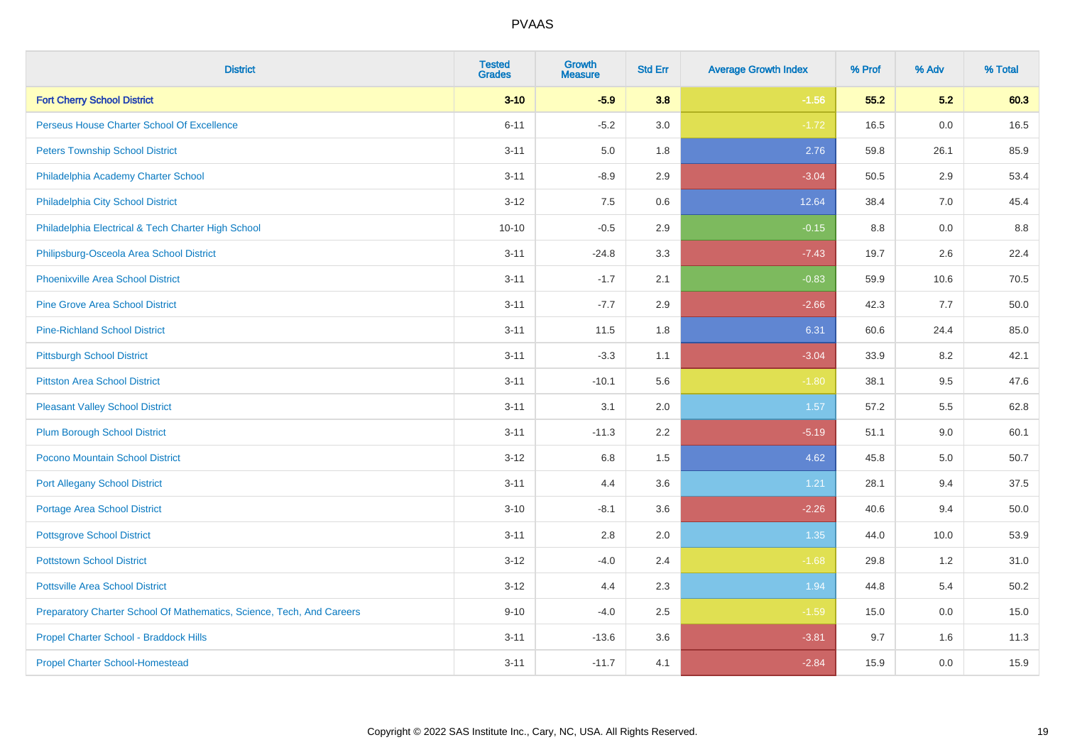# PVAAS

| District | Tested Grades | Growth Measure | Std Err | Average Growth Index | % Prof | % Adv | % Total |
|---|---|---|---|---|---|---|---|
| **Fort Cherry School District** | **3-10** | **-5.9** | **3.8** | **-1.56** | **55.2** | **5.2** | **60.3** |
| Perseus House Charter School Of Excellence | 6-11 | -5.2 | 3.0 | -1.72 | 16.5 | 0.0 | 16.5 |
| Peters Township School District | 3-11 | 5.0 | 1.8 | 2.76 | 59.8 | 26.1 | 85.9 |
| Philadelphia Academy Charter School | 3-11 | -8.9 | 2.9 | -3.04 | 50.5 | 2.9 | 53.4 |
| Philadelphia City School District | 3-12 | 7.5 | 0.6 | 12.64 | 38.4 | 7.0 | 45.4 |
| Philadelphia Electrical & Tech Charter High School | 10-10 | -0.5 | 2.9 | -0.15 | 8.8 | 0.0 | 8.8 |
| Philipsburg-Osceola Area School District | 3-11 | -24.8 | 3.3 | -7.43 | 19.7 | 2.6 | 22.4 |
| Phoenixville Area School District | 3-11 | -1.7 | 2.1 | -0.83 | 59.9 | 10.6 | 70.5 |
| Pine Grove Area School District | 3-11 | -7.7 | 2.9 | -2.66 | 42.3 | 7.7 | 50.0 |
| Pine-Richland School District | 3-11 | 11.5 | 1.8 | 6.31 | 60.6 | 24.4 | 85.0 |
| Pittsburgh School District | 3-11 | -3.3 | 1.1 | -3.04 | 33.9 | 8.2 | 42.1 |
| Pittston Area School District | 3-11 | -10.1 | 5.6 | -1.80 | 38.1 | 9.5 | 47.6 |
| Pleasant Valley School District | 3-11 | 3.1 | 2.0 | 1.57 | 57.2 | 5.5 | 62.8 |
| Plum Borough School District | 3-11 | -11.3 | 2.2 | -5.19 | 51.1 | 9.0 | 60.1 |
| Pocono Mountain School District | 3-12 | 6.8 | 1.5 | 4.62 | 45.8 | 5.0 | 50.7 |
| Port Allegany School District | 3-11 | 4.4 | 3.6 | 1.21 | 28.1 | 9.4 | 37.5 |
| Portage Area School District | 3-10 | -8.1 | 3.6 | -2.26 | 40.6 | 9.4 | 50.0 |
| Pottsgrove School District | 3-11 | 2.8 | 2.0 | 1.35 | 44.0 | 10.0 | 53.9 |
| Pottstown School District | 3-12 | -4.0 | 2.4 | -1.68 | 29.8 | 1.2 | 31.0 |
| Pottsville Area School District | 3-12 | 4.4 | 2.3 | 1.94 | 44.8 | 5.4 | 50.2 |
| Preparatory Charter School Of Mathematics, Science, Tech, And Careers | 9-10 | -4.0 | 2.5 | -1.59 | 15.0 | 0.0 | 15.0 |
| Propel Charter School - Braddock Hills | 3-11 | -13.6 | 3.6 | -3.81 | 9.7 | 1.6 | 11.3 |
| Propel Charter School-Homestead | 3-11 | -11.7 | 4.1 | -2.84 | 15.9 | 0.0 | 15.9 |

Copyright © 2022 SAS Institute Inc., Cary, NC, USA. All Rights Reserved.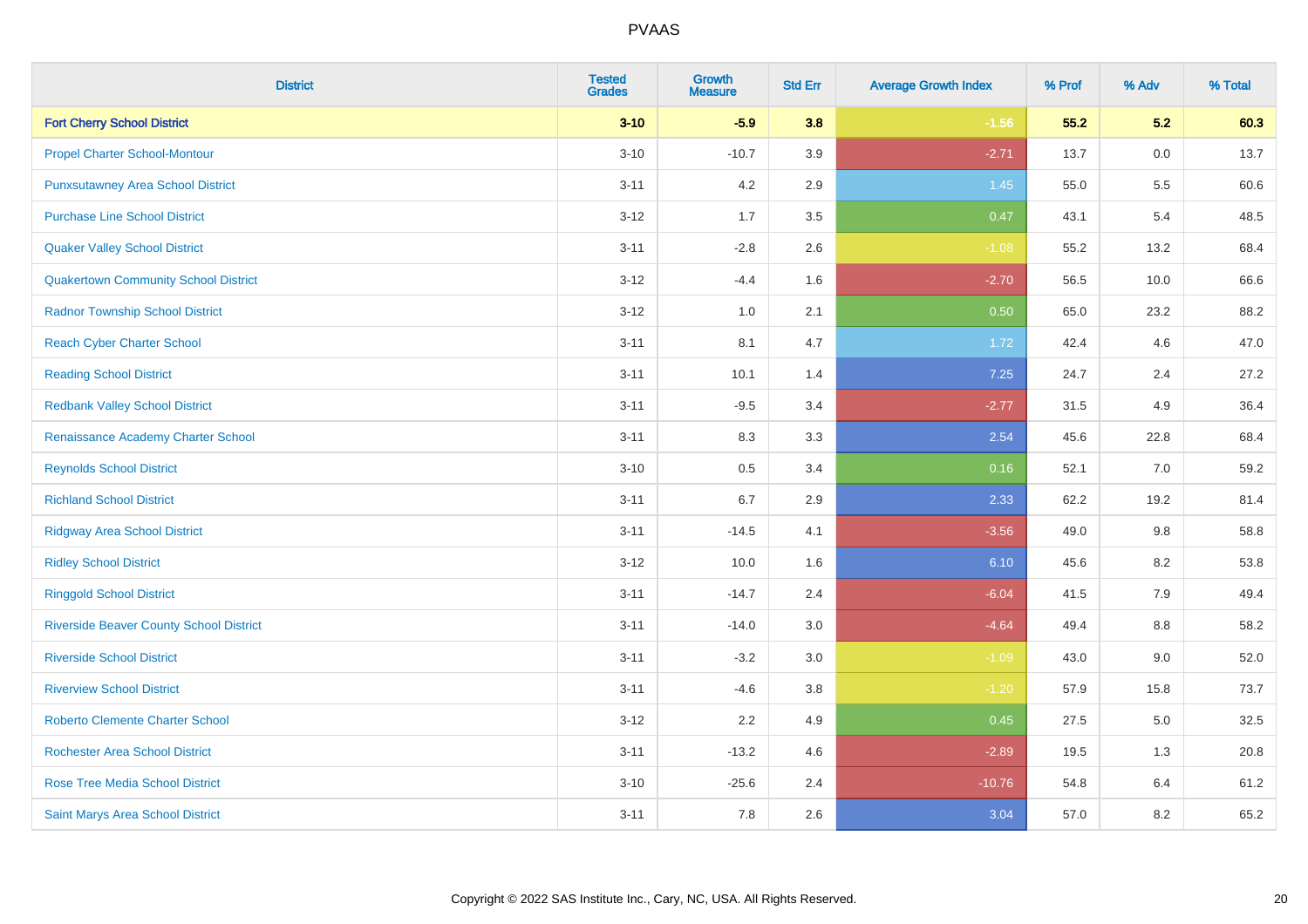# PVAAS

| District | Tested Grades | Growth Measure | Std Err | Average Growth Index | % Prof | % Adv | % Total |
|---|---|---|---|---|---|---|---|
| **Fort Cherry School District** | **3-10** | **-5.9** | **3.8** | **-1.56** | **55.2** | **5.2** | **60.3** |
| Propel Charter School-Montour | 3-10 | -10.7 | 3.9 | -2.71 | 13.7 | 0.0 | 13.7 |
| Punxsutawney Area School District | 3-11 | 4.2 | 2.9 | 1.45 | 55.0 | 5.5 | 60.6 |
| Purchase Line School District | 3-12 | 1.7 | 3.5 | 0.47 | 43.1 | 5.4 | 48.5 |
| Quaker Valley School District | 3-11 | -2.8 | 2.6 | -1.08 | 55.2 | 13.2 | 68.4 |
| Quakertown Community School District | 3-12 | -4.4 | 1.6 | -2.70 | 56.5 | 10.0 | 66.6 |
| Radnor Township School District | 3-12 | 1.0 | 2.1 | 0.50 | 65.0 | 23.2 | 88.2 |
| Reach Cyber Charter School | 3-11 | 8.1 | 4.7 | 1.72 | 42.4 | 4.6 | 47.0 |
| Reading School District | 3-11 | 10.1 | 1.4 | 7.25 | 24.7 | 2.4 | 27.2 |
| Redbank Valley School District | 3-11 | -9.5 | 3.4 | -2.77 | 31.5 | 4.9 | 36.4 |
| Renaissance Academy Charter School | 3-11 | 8.3 | 3.3 | 2.54 | 45.6 | 22.8 | 68.4 |
| Reynolds School District | 3-10 | 0.5 | 3.4 | 0.16 | 52.1 | 7.0 | 59.2 |
| Richland School District | 3-11 | 6.7 | 2.9 | 2.33 | 62.2 | 19.2 | 81.4 |
| Ridgway Area School District | 3-11 | -14.5 | 4.1 | -3.56 | 49.0 | 9.8 | 58.8 |
| Ridley School District | 3-12 | 10.0 | 1.6 | 6.10 | 45.6 | 8.2 | 53.8 |
| Ringgold School District | 3-11 | -14.7 | 2.4 | -6.04 | 41.5 | 7.9 | 49.4 |
| Riverside Beaver County School District | 3-11 | -14.0 | 3.0 | -4.64 | 49.4 | 8.8 | 58.2 |
| Riverside School District | 3-11 | -3.2 | 3.0 | -1.09 | 43.0 | 9.0 | 52.0 |
| Riverview School District | 3-11 | -4.6 | 3.8 | -1.20 | 57.9 | 15.8 | 73.7 |
| Roberto Clemente Charter School | 3-12 | 2.2 | 4.9 | 0.45 | 27.5 | 5.0 | 32.5 |
| Rochester Area School District | 3-11 | -13.2 | 4.6 | -2.89 | 19.5 | 1.3 | 20.8 |
| Rose Tree Media School District | 3-10 | -25.6 | 2.4 | -10.76 | 54.8 | 6.4 | 61.2 |
| Saint Marys Area School District | 3-11 | 7.8 | 2.6 | 3.04 | 57.0 | 8.2 | 65.2 |

Copyright © 2022 SAS Institute Inc., Cary, NC, USA. All Rights Reserved.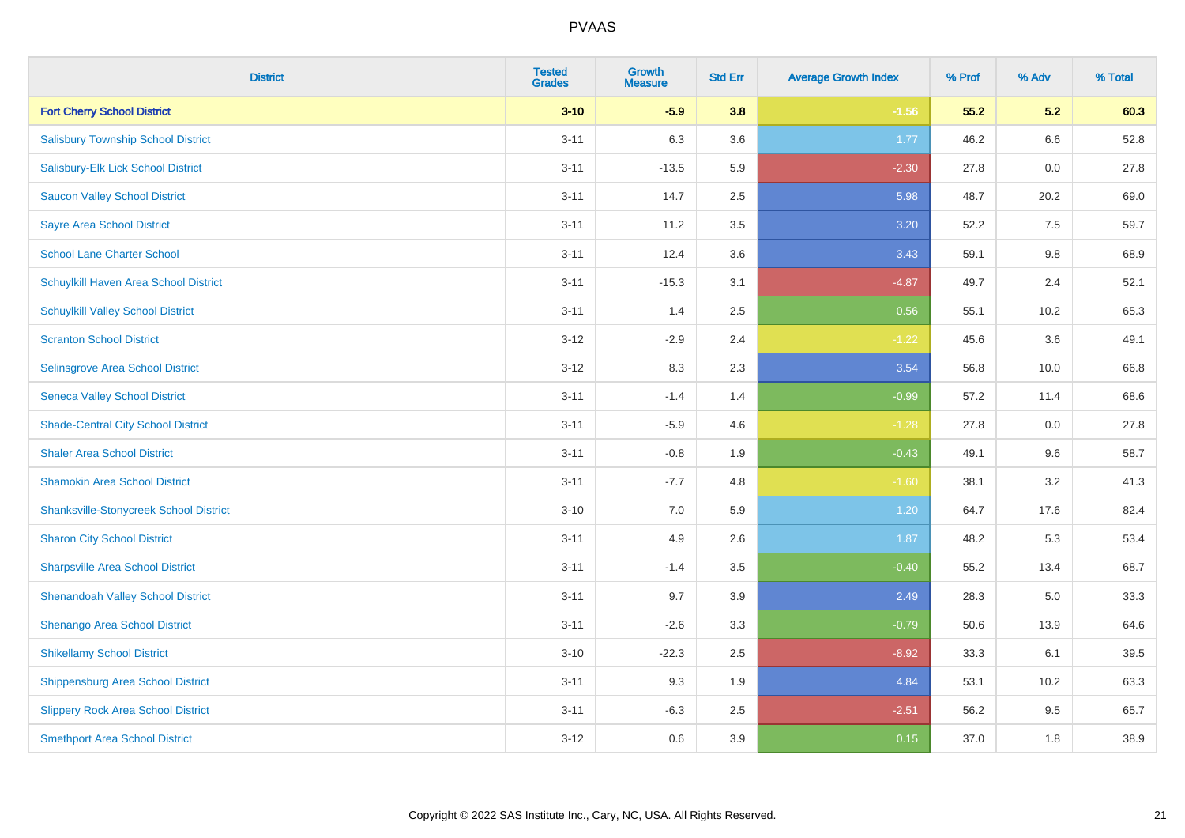# PVAAS

| District | Tested Grades | Growth Measure | Std Err | Average Growth Index | % Prof | % Adv | % Total |
|---|---|---|---|---|---|---|---|
| **Fort Cherry School District** | **3-10** | **-5.9** | **3.8** | **-1.56** | **55.2** | **5.2** | **60.3** |
| Salisbury Township School District | 3-11 | 6.3 | 3.6 | 1.77 | 46.2 | 6.6 | 52.8 |
| Salisbury-Elk Lick School District | 3-11 | -13.5 | 5.9 | -2.30 | 27.8 | 0.0 | 27.8 |
| Saucon Valley School District | 3-11 | 14.7 | 2.5 | 5.98 | 48.7 | 20.2 | 69.0 |
| Sayre Area School District | 3-11 | 11.2 | 3.5 | 3.20 | 52.2 | 7.5 | 59.7 |
| School Lane Charter School | 3-11 | 12.4 | 3.6 | 3.43 | 59.1 | 9.8 | 68.9 |
| Schuylkill Haven Area School District | 3-11 | -15.3 | 3.1 | -4.87 | 49.7 | 2.4 | 52.1 |
| Schuylkill Valley School District | 3-11 | 1.4 | 2.5 | 0.56 | 55.1 | 10.2 | 65.3 |
| Scranton School District | 3-12 | -2.9 | 2.4 | -1.22 | 45.6 | 3.6 | 49.1 |
| Selinsgrove Area School District | 3-12 | 8.3 | 2.3 | 3.54 | 56.8 | 10.0 | 66.8 |
| Seneca Valley School District | 3-11 | -1.4 | 1.4 | -0.99 | 57.2 | 11.4 | 68.6 |
| Shade-Central City School District | 3-11 | -5.9 | 4.6 | -1.28 | 27.8 | 0.0 | 27.8 |
| Shaler Area School District | 3-11 | -0.8 | 1.9 | -0.43 | 49.1 | 9.6 | 58.7 |
| Shamokin Area School District | 3-11 | -7.7 | 4.8 | -1.60 | 38.1 | 3.2 | 41.3 |
| Shanksville-Stonycreek School District | 3-10 | 7.0 | 5.9 | 1.20 | 64.7 | 17.6 | 82.4 |
| Sharon City School District | 3-11 | 4.9 | 2.6 | 1.87 | 48.2 | 5.3 | 53.4 |
| Sharpsville Area School District | 3-11 | -1.4 | 3.5 | -0.40 | 55.2 | 13.4 | 68.7 |
| Shenandoah Valley School District | 3-11 | 9.7 | 3.9 | 2.49 | 28.3 | 5.0 | 33.3 |
| Shenango Area School District | 3-11 | -2.6 | 3.3 | -0.79 | 50.6 | 13.9 | 64.6 |
| Shikellamy School District | 3-10 | -22.3 | 2.5 | -8.92 | 33.3 | 6.1 | 39.5 |
| Shippensburg Area School District | 3-11 | 9.3 | 1.9 | 4.84 | 53.1 | 10.2 | 63.3 |
| Slippery Rock Area School District | 3-11 | -6.3 | 2.5 | -2.51 | 56.2 | 9.5 | 65.7 |
| Smethport Area School District | 3-12 | 0.6 | 3.9 | 0.15 | 37.0 | 1.8 | 38.9 |

Copyright © 2022 SAS Institute Inc., Cary, NC, USA. All Rights Reserved.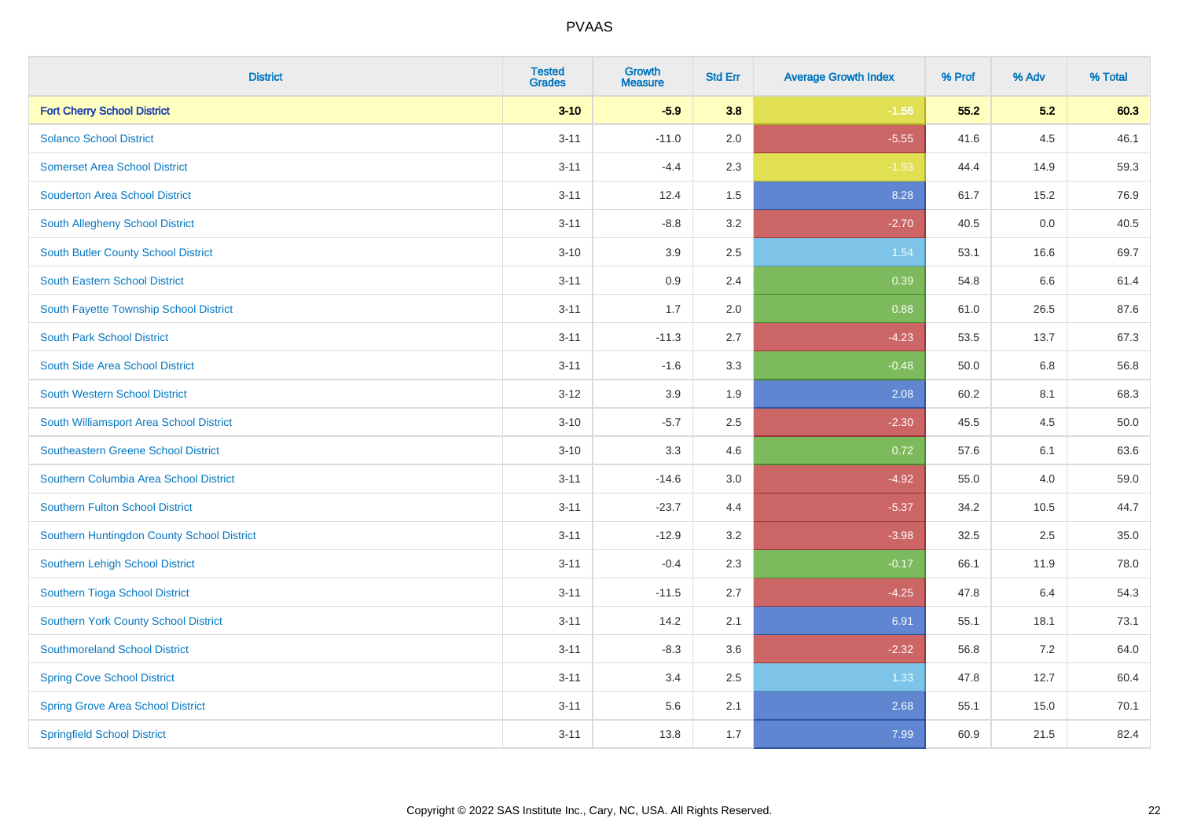| District | Tested Grades | Growth Measure | Std Err | Average Growth Index | % Prof | % Adv | % Total |
|---|---|---|---|---|---|---|---|
| **Fort Cherry School District** | **3-10** | **-5.9** | **3.8** | **-1.56** | **55.2** | **5.2** | **60.3** |
| Solanco School District | 3-11 | -11.0 | 2.0 | -5.55 | 41.6 | 4.5 | 46.1 |
| Somerset Area School District | 3-11 | -4.4 | 2.3 | -1.93 | 44.4 | 14.9 | 59.3 |
| Souderton Area School District | 3-11 | 12.4 | 1.5 | 8.28 | 61.7 | 15.2 | 76.9 |
| South Allegheny School District | 3-11 | -8.8 | 3.2 | -2.70 | 40.5 | 0.0 | 40.5 |
| South Butler County School District | 3-10 | 3.9 | 2.5 | 1.54 | 53.1 | 16.6 | 69.7 |
| South Eastern School District | 3-11 | 0.9 | 2.4 | 0.39 | 54.8 | 6.6 | 61.4 |
| South Fayette Township School District | 3-11 | 1.7 | 2.0 | 0.88 | 61.0 | 26.5 | 87.6 |
| South Park School District | 3-11 | -11.3 | 2.7 | -4.23 | 53.5 | 13.7 | 67.3 |
| South Side Area School District | 3-11 | -1.6 | 3.3 | -0.48 | 50.0 | 6.8 | 56.8 |
| South Western School District | 3-12 | 3.9 | 1.9 | 2.08 | 60.2 | 8.1 | 68.3 |
| South Williamsport Area School District | 3-10 | -5.7 | 2.5 | -2.30 | 45.5 | 4.5 | 50.0 |
| Southeastern Greene School District | 3-10 | 3.3 | 4.6 | 0.72 | 57.6 | 6.1 | 63.6 |
| Southern Columbia Area School District | 3-11 | -14.6 | 3.0 | -4.92 | 55.0 | 4.0 | 59.0 |
| Southern Fulton School District | 3-11 | -23.7 | 4.4 | -5.37 | 34.2 | 10.5 | 44.7 |
| Southern Huntingdon County School District | 3-11 | -12.9 | 3.2 | -3.98 | 32.5 | 2.5 | 35.0 |
| Southern Lehigh School District | 3-11 | -0.4 | 2.3 | -0.17 | 66.1 | 11.9 | 78.0 |
| Southern Tioga School District | 3-11 | -11.5 | 2.7 | -4.25 | 47.8 | 6.4 | 54.3 |
| Southern York County School District | 3-11 | 14.2 | 2.1 | 6.91 | 55.1 | 18.1 | 73.1 |
| Southmoreland School District | 3-11 | -8.3 | 3.6 | -2.32 | 56.8 | 7.2 | 64.0 |
| Spring Cove School District | 3-11 | 3.4 | 2.5 | 1.33 | 47.8 | 12.7 | 60.4 |
| Spring Grove Area School District | 3-11 | 5.6 | 2.1 | 2.68 | 55.1 | 15.0 | 70.1 |
| Springfield School District | 3-11 | 13.8 | 1.7 | 7.99 | 60.9 | 21.5 | 82.4 |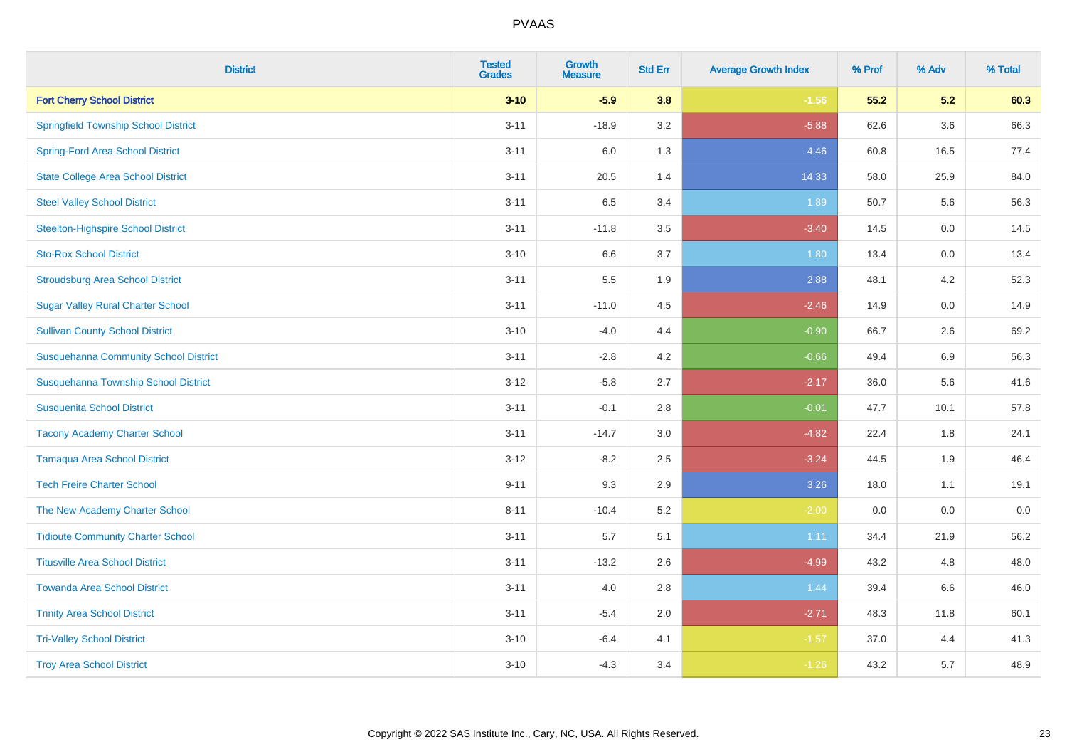# PVAAS

| District | Tested Grades | Growth Measure | Std Err | Average Growth Index | % Prof | % Adv | % Total |
|---|---|---|---|---|---|---|---|
| **Fort Cherry School District** | **3-10** | **-5.9** | **3.8** | **-1.56** | **55.2** | **5.2** | **60.3** |
| Springfield Township School District | 3-11 | -18.9 | 3.2 | -5.88 | 62.6 | 3.6 | 66.3 |
| Spring-Ford Area School District | 3-11 | 6.0 | 1.3 | 4.46 | 60.8 | 16.5 | 77.4 |
| State College Area School District | 3-11 | 20.5 | 1.4 | 14.33 | 58.0 | 25.9 | 84.0 |
| Steel Valley School District | 3-11 | 6.5 | 3.4 | 1.89 | 50.7 | 5.6 | 56.3 |
| Steelton-Highspire School District | 3-11 | -11.8 | 3.5 | -3.40 | 14.5 | 0.0 | 14.5 |
| Sto-Rox School District | 3-10 | 6.6 | 3.7 | 1.80 | 13.4 | 0.0 | 13.4 |
| Stroudsburg Area School District | 3-11 | 5.5 | 1.9 | 2.88 | 48.1 | 4.2 | 52.3 |
| Sugar Valley Rural Charter School | 3-11 | -11.0 | 4.5 | -2.46 | 14.9 | 0.0 | 14.9 |
| Sullivan County School District | 3-10 | -4.0 | 4.4 | -0.90 | 66.7 | 2.6 | 69.2 |
| Susquehanna Community School District | 3-11 | -2.8 | 4.2 | -0.66 | 49.4 | 6.9 | 56.3 |
| Susquehanna Township School District | 3-12 | -5.8 | 2.7 | -2.17 | 36.0 | 5.6 | 41.6 |
| Susquenita School District | 3-11 | -0.1 | 2.8 | -0.01 | 47.7 | 10.1 | 57.8 |
| Tacony Academy Charter School | 3-11 | -14.7 | 3.0 | -4.82 | 22.4 | 1.8 | 24.1 |
| Tamaqua Area School District | 3-12 | -8.2 | 2.5 | -3.24 | 44.5 | 1.9 | 46.4 |
| Tech Freire Charter School | 9-11 | 9.3 | 2.9 | 3.26 | 18.0 | 1.1 | 19.1 |
| The New Academy Charter School | 8-11 | -10.4 | 5.2 | -2.00 | 0.0 | 0.0 | 0.0 |
| Tidioute Community Charter School | 3-11 | 5.7 | 5.1 | 1.11 | 34.4 | 21.9 | 56.2 |
| Titusville Area School District | 3-11 | -13.2 | 2.6 | -4.99 | 43.2 | 4.8 | 48.0 |
| Towanda Area School District | 3-11 | 4.0 | 2.8 | 1.44 | 39.4 | 6.6 | 46.0 |
| Trinity Area School District | 3-11 | -5.4 | 2.0 | -2.71 | 48.3 | 11.8 | 60.1 |
| Tri-Valley School District | 3-10 | -6.4 | 4.1 | -1.57 | 37.0 | 4.4 | 41.3 |
| Troy Area School District | 3-10 | -4.3 | 3.4 | -1.26 | 43.2 | 5.7 | 48.9 |

Copyright © 2022 SAS Institute Inc., Cary, NC, USA. All Rights Reserved.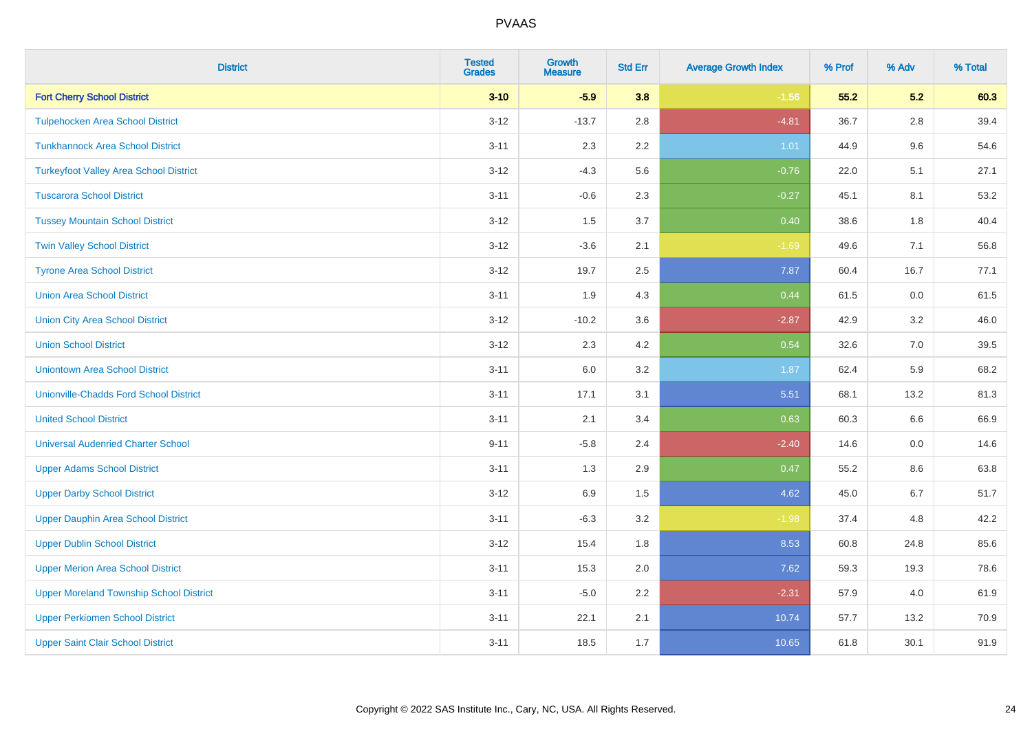| District | Tested Grades | Growth Measure | Std Err | Average Growth Index | % Prof | % Adv | % Total |
|---|---|---|---|---|---|---|---|
| **Fort Cherry School District** | **3-10** | **-5.9** | **3.8** | **-1.56** | **55.2** | **5.2** | **60.3** |
| Tulpehocken Area School District | 3-12 | -13.7 | 2.8 | -4.81 | 36.7 | 2.8 | 39.4 |
| Tunkhannock Area School District | 3-11 | 2.3 | 2.2 | 1.01 | 44.9 | 9.6 | 54.6 |
| Turkeyfoot Valley Area School District | 3-12 | -4.3 | 5.6 | -0.76 | 22.0 | 5.1 | 27.1 |
| Tuscarora School District | 3-11 | -0.6 | 2.3 | -0.27 | 45.1 | 8.1 | 53.2 |
| Tussey Mountain School District | 3-12 | 1.5 | 3.7 | 0.40 | 38.6 | 1.8 | 40.4 |
| Twin Valley School District | 3-12 | -3.6 | 2.1 | -1.69 | 49.6 | 7.1 | 56.8 |
| Tyrone Area School District | 3-12 | 19.7 | 2.5 | 7.87 | 60.4 | 16.7 | 77.1 |
| Union Area School District | 3-11 | 1.9 | 4.3 | 0.44 | 61.5 | 0.0 | 61.5 |
| Union City Area School District | 3-12 | -10.2 | 3.6 | -2.87 | 42.9 | 3.2 | 46.0 |
| Union School District | 3-12 | 2.3 | 4.2 | 0.54 | 32.6 | 7.0 | 39.5 |
| Uniontown Area School District | 3-11 | 6.0 | 3.2 | 1.87 | 62.4 | 5.9 | 68.2 |
| Unionville-Chadds Ford School District | 3-11 | 17.1 | 3.1 | 5.51 | 68.1 | 13.2 | 81.3 |
| United School District | 3-11 | 2.1 | 3.4 | 0.63 | 60.3 | 6.6 | 66.9 |
| Universal Audenried Charter School | 9-11 | -5.8 | 2.4 | -2.40 | 14.6 | 0.0 | 14.6 |
| Upper Adams School District | 3-11 | 1.3 | 2.9 | 0.47 | 55.2 | 8.6 | 63.8 |
| Upper Darby School District | 3-12 | 6.9 | 1.5 | 4.62 | 45.0 | 6.7 | 51.7 |
| Upper Dauphin Area School District | 3-11 | -6.3 | 3.2 | -1.98 | 37.4 | 4.8 | 42.2 |
| Upper Dublin School District | 3-12 | 15.4 | 1.8 | 8.53 | 60.8 | 24.8 | 85.6 |
| Upper Merion Area School District | 3-11 | 15.3 | 2.0 | 7.62 | 59.3 | 19.3 | 78.6 |
| Upper Moreland Township School District | 3-11 | -5.0 | 2.2 | -2.31 | 57.9 | 4.0 | 61.9 |
| Upper Perkiomen School District | 3-11 | 22.1 | 2.1 | 10.74 | 57.7 | 13.2 | 70.9 |
| Upper Saint Clair School District | 3-11 | 18.5 | 1.7 | 10.65 | 61.8 | 30.1 | 91.9 |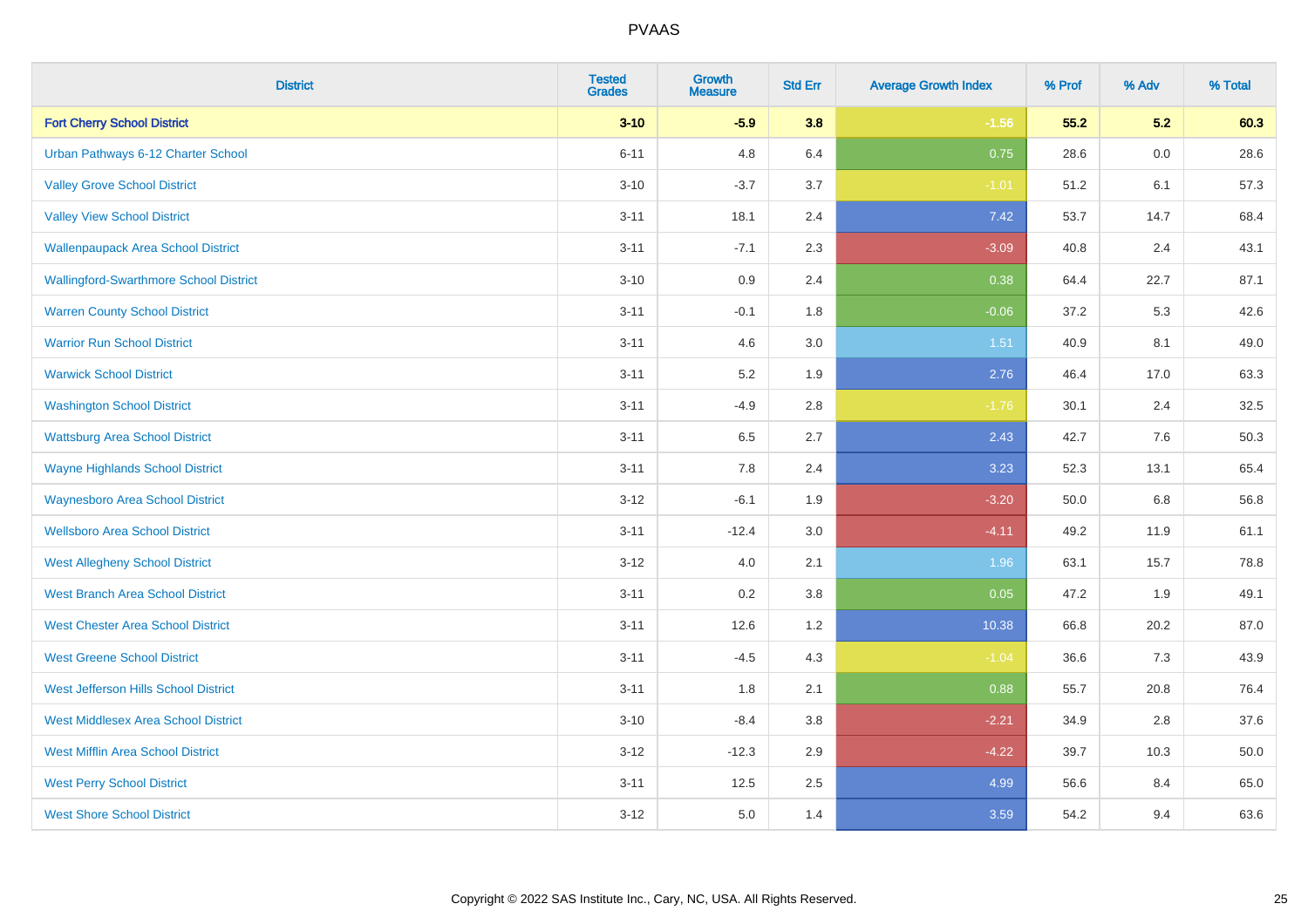| District | Tested Grades | Growth Measure | Std Err | Average Growth Index | % Prof | % Adv | % Total |
|---|---|---|---|---|---|---|---|
| **Fort Cherry School District** | **3-10** | **-5.9** | **3.8** | **-1.56** | **55.2** | **5.2** | **60.3** |
| Urban Pathways 6-12 Charter School | 6-11 | 4.8 | 6.4 | 0.75 | 28.6 | 0.0 | 28.6 |
| Valley Grove School District | 3-10 | -3.7 | 3.7 | -1.01 | 51.2 | 6.1 | 57.3 |
| Valley View School District | 3-11 | 18.1 | 2.4 | 7.42 | 53.7 | 14.7 | 68.4 |
| Wallenpaupack Area School District | 3-11 | -7.1 | 2.3 | -3.09 | 40.8 | 2.4 | 43.1 |
| Wallingford-Swarthmore School District | 3-10 | 0.9 | 2.4 | 0.38 | 64.4 | 22.7 | 87.1 |
| Warren County School District | 3-11 | -0.1 | 1.8 | -0.06 | 37.2 | 5.3 | 42.6 |
| Warrior Run School District | 3-11 | 4.6 | 3.0 | 1.51 | 40.9 | 8.1 | 49.0 |
| Warwick School District | 3-11 | 5.2 | 1.9 | 2.76 | 46.4 | 17.0 | 63.3 |
| Washington School District | 3-11 | -4.9 | 2.8 | -1.76 | 30.1 | 2.4 | 32.5 |
| Wattsburg Area School District | 3-11 | 6.5 | 2.7 | 2.43 | 42.7 | 7.6 | 50.3 |
| Wayne Highlands School District | 3-11 | 7.8 | 2.4 | 3.23 | 52.3 | 13.1 | 65.4 |
| Waynesboro Area School District | 3-12 | -6.1 | 1.9 | -3.20 | 50.0 | 6.8 | 56.8 |
| Wellsboro Area School District | 3-11 | -12.4 | 3.0 | -4.11 | 49.2 | 11.9 | 61.1 |
| West Allegheny School District | 3-12 | 4.0 | 2.1 | 1.96 | 63.1 | 15.7 | 78.8 |
| West Branch Area School District | 3-11 | 0.2 | 3.8 | 0.05 | 47.2 | 1.9 | 49.1 |
| West Chester Area School District | 3-11 | 12.6 | 1.2 | 10.38 | 66.8 | 20.2 | 87.0 |
| West Greene School District | 3-11 | -4.5 | 4.3 | -1.04 | 36.6 | 7.3 | 43.9 |
| West Jefferson Hills School District | 3-11 | 1.8 | 2.1 | 0.88 | 55.7 | 20.8 | 76.4 |
| West Middlesex Area School District | 3-10 | -8.4 | 3.8 | -2.21 | 34.9 | 2.8 | 37.6 |
| West Mifflin Area School District | 3-12 | -12.3 | 2.9 | -4.22 | 39.7 | 10.3 | 50.0 |
| West Perry School District | 3-11 | 12.5 | 2.5 | 4.99 | 56.6 | 8.4 | 65.0 |
| West Shore School District | 3-12 | 5.0 | 1.4 | 3.59 | 54.2 | 9.4 | 63.6 |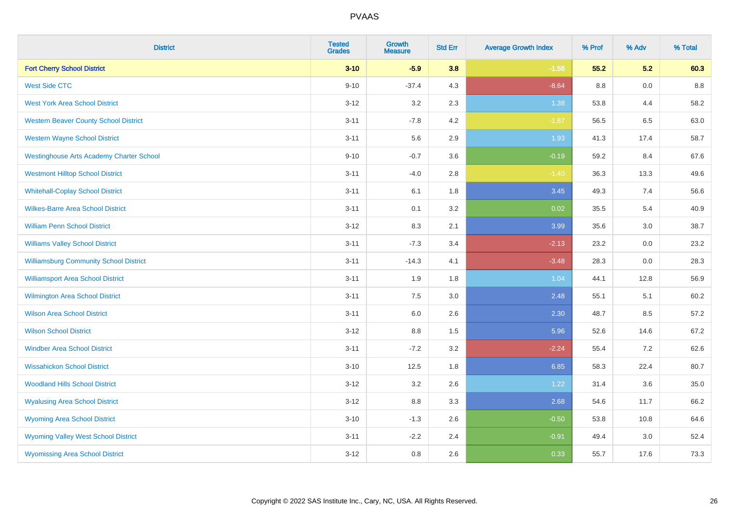# PVAAS

| District | Tested Grades | Growth Measure | Std Err | Average Growth Index | % Prof | % Adv | % Total |
|---|---|---|---|---|---|---|---|
| **Fort Cherry School District** | **3-10** | **-5.9** | **3.8** | **-1.56** | **55.2** | **5.2** | **60.3** |
| West Side CTC | 9-10 | -37.4 | 4.3 | -8.64 | 8.8 | 0.0 | 8.8 |
| West York Area School District | 3-12 | 3.2 | 2.3 | 1.38 | 53.8 | 4.4 | 58.2 |
| Western Beaver County School District | 3-11 | -7.8 | 4.2 | -1.87 | 56.5 | 6.5 | 63.0 |
| Western Wayne School District | 3-11 | 5.6 | 2.9 | 1.93 | 41.3 | 17.4 | 58.7 |
| Westinghouse Arts Academy Charter School | 9-10 | -0.7 | 3.6 | -0.19 | 59.2 | 8.4 | 67.6 |
| Westmont Hilltop School District | 3-11 | -4.0 | 2.8 | -1.40 | 36.3 | 13.3 | 49.6 |
| Whitehall-Coplay School District | 3-11 | 6.1 | 1.8 | 3.45 | 49.3 | 7.4 | 56.6 |
| Wilkes-Barre Area School District | 3-11 | 0.1 | 3.2 | 0.02 | 35.5 | 5.4 | 40.9 |
| William Penn School District | 3-12 | 8.3 | 2.1 | 3.99 | 35.6 | 3.0 | 38.7 |
| Williams Valley School District | 3-11 | -7.3 | 3.4 | -2.13 | 23.2 | 0.0 | 23.2 |
| Williamsburg Community School District | 3-11 | -14.3 | 4.1 | -3.48 | 28.3 | 0.0 | 28.3 |
| Williamsport Area School District | 3-11 | 1.9 | 1.8 | 1.04 | 44.1 | 12.8 | 56.9 |
| Wilmington Area School District | 3-11 | 7.5 | 3.0 | 2.48 | 55.1 | 5.1 | 60.2 |
| Wilson Area School District | 3-11 | 6.0 | 2.6 | 2.30 | 48.7 | 8.5 | 57.2 |
| Wilson School District | 3-12 | 8.8 | 1.5 | 5.96 | 52.6 | 14.6 | 67.2 |
| Windber Area School District | 3-11 | -7.2 | 3.2 | -2.24 | 55.4 | 7.2 | 62.6 |
| Wissahickon School District | 3-10 | 12.5 | 1.8 | 6.85 | 58.3 | 22.4 | 80.7 |
| Woodland Hills School District | 3-12 | 3.2 | 2.6 | 1.22 | 31.4 | 3.6 | 35.0 |
| Wyalusing Area School District | 3-12 | 8.8 | 3.3 | 2.68 | 54.6 | 11.7 | 66.2 |
| Wyoming Area School District | 3-10 | -1.3 | 2.6 | -0.50 | 53.8 | 10.8 | 64.6 |
| Wyoming Valley West School District | 3-11 | -2.2 | 2.4 | -0.91 | 49.4 | 3.0 | 52.4 |
| Wyomissing Area School District | 3-12 | 0.8 | 2.6 | 0.33 | 55.7 | 17.6 | 73.3 |

Copyright © 2022 SAS Institute Inc., Cary, NC, USA. All Rights Reserved.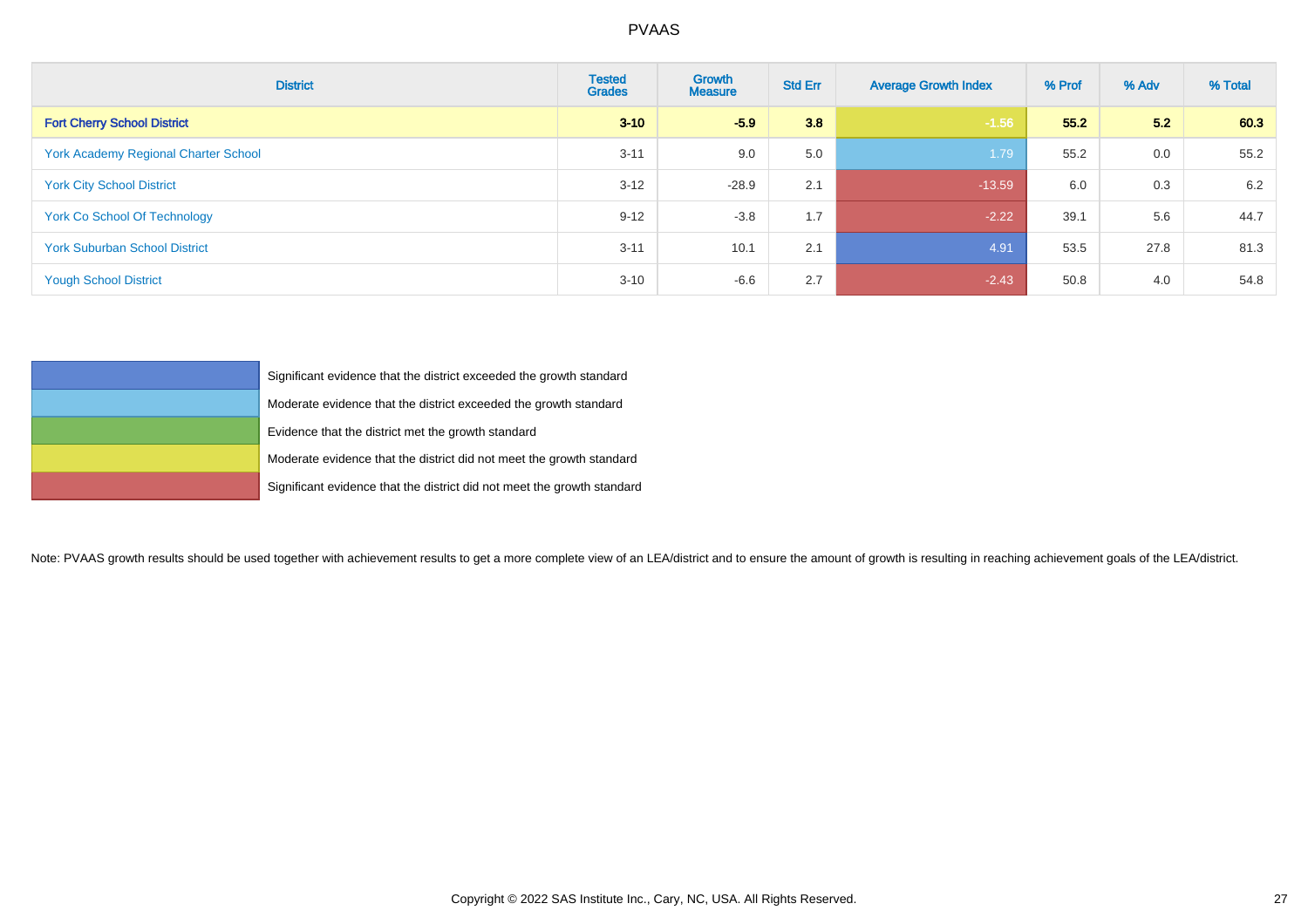PVAAS

| District | Tested Grades | Growth Measure | Std Err | Average Growth Index | % Prof | % Adv | % Total |
|---|---|---|---|---|---|---|---|
| **Fort Cherry School District** | **3-10** | **-5.9** | **3.8** | **-1.56** | **55.2** | **5.2** | **60.3** |
| York Academy Regional Charter School | 3-11 | 9.0 | 5.0 | 1.79 | 55.2 | 0.0 | 55.2 |
| York City School District | 3-12 | -28.9 | 2.1 | -13.59 | 6.0 | 0.3 | 6.2 |
| York Co School Of Technology | 9-12 | -3.8 | 1.7 | -2.22 | 39.1 | 5.6 | 44.7 |
| York Suburban School District | 3-11 | 10.1 | 2.1 | 4.91 | 53.5 | 27.8 | 81.3 |
| Yough School District | 3-10 | -6.6 | 2.7 | -2.43 | 50.8 | 4.0 | 54.8 |

Significant evidence that the district exceeded the growth standard

Moderate evidence that the district exceeded the growth standard

Evidence that the district met the growth standard

Moderate evidence that the district did not meet the growth standard

Significant evidence that the district did not meet the growth standard

Note: PVAAS growth results should be used together with achievement results to get a more complete view of an LEA/district and to ensure the amount of growth is resulting in reaching achievement goals of the LEA/district.

Copyright © 2022 SAS Institute Inc., Cary, NC, USA. All Rights Reserved.